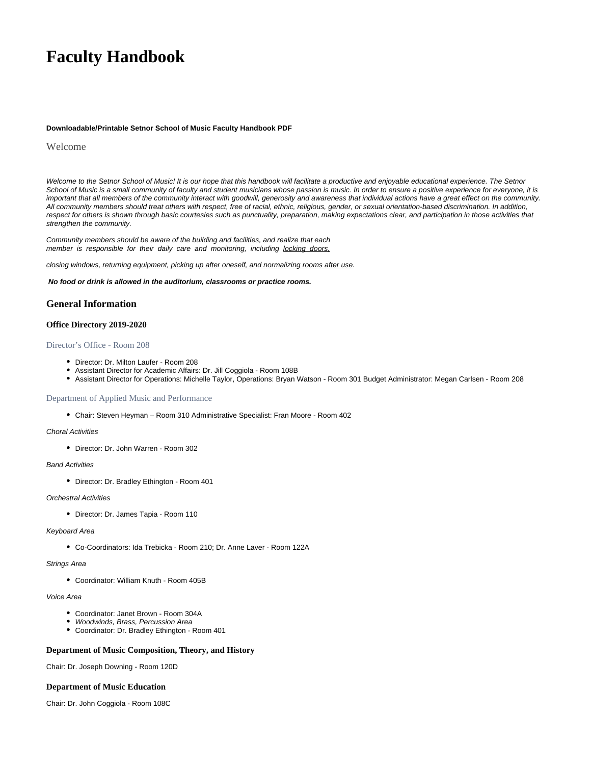# Faculty Handbook

**Downloadable/Printable Setnor School of Music Faculty Handbook PDF**

Welcome

*Welcome to the Setnor School of Music! It is our hope that this handbook will facilitate a productive and enjoyable educational experience. The Setnor School of Music is a small community of faculty and student musicians whose passion is music. In order to ensure a positive experience for everyone, it is important that all members of the community interact with goodwill, generosity and awareness that individual actions have a great effect on the community. All community members should treat others with respect, free of racial, ethnic, religious, gender, or sexual orientation-based discrimination. In addition, respect for others is shown through basic courtesies such as punctuality, preparation, making expectations clear, and participation in those activities that strengthen the community.*

*Community members should be aware of the building and facilities, and realize that each member is responsible for their daily care and monitoring, including locking doors, closing windows, returning equipment, picking up after oneself, and normalizing rooms after use.*

***No food or drink is allowed in the auditorium, classrooms or practice rooms.***

## General Information

### Office Directory 2019-2020

#### Director's Office - Room 208

- Director: Dr. Milton Laufer - Room 208
- Assistant Director for Academic Affairs: Dr. Jill Coggiola - Room 108B
- Assistant Director for Operations: Michelle Taylor, Operations: Bryan Watson - Room 301 Budget Administrator: Megan Carlsen - Room 208

#### Department of Applied Music and Performance

- Chair: Steven Heyman – Room 310 Administrative Specialist: Fran Moore - Room 402

*Choral Activities*

- Director: Dr. John Warren - Room 302

*Band Activities*

- Director: Dr. Bradley Ethington - Room 401

*Orchestral Activities*

- Director: Dr. James Tapia - Room 110

*Keyboard Area*

- Co-Coordinators: Ida Trebicka - Room 210; Dr. Anne Laver - Room 122A

*Strings Area*

- Coordinator: William Knuth - Room 405B

*Voice Area*

- Coordinator: Janet Brown - Room 304A
- *Woodwinds, Brass, Percussion Area*
- Coordinator: Dr. Bradley Ethington - Room 401

### Department of Music Composition, Theory, and History

Chair: Dr. Joseph Downing - Room 120D

### Department of Music Education

Chair: Dr. John Coggiola - Room 108C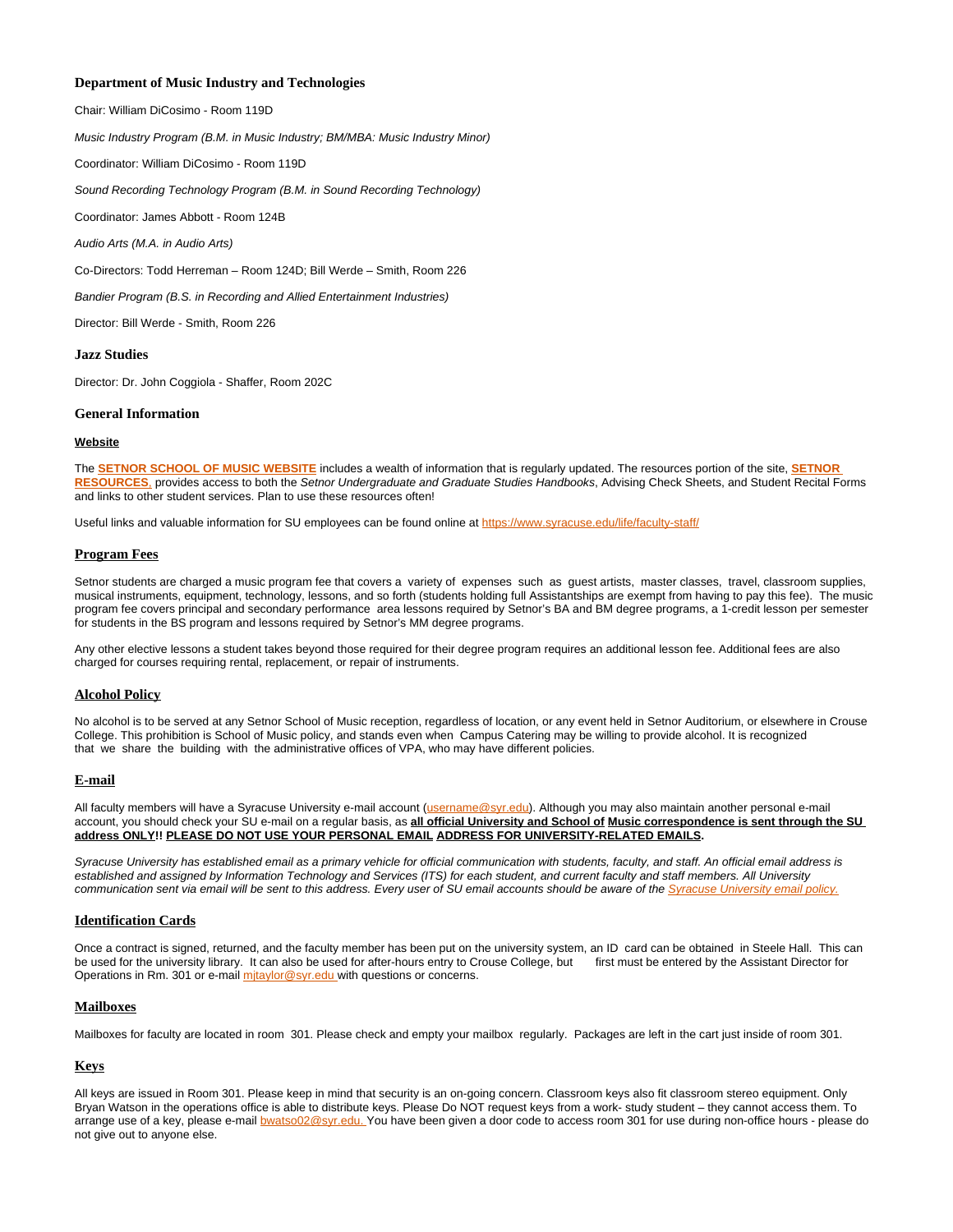### Department of Music Industry and Technologies

Chair: William DiCosimo - Room 119D

*Music Industry Program (B.M. in Music Industry; BM/MBA: Music Industry Minor)*

Coordinator: William DiCosimo - Room 119D

*Sound Recording Technology Program (B.M. in Sound Recording Technology)*

Coordinator: James Abbott - Room 124B

*Audio Arts (M.A. in Audio Arts)*

Co-Directors: Todd Herreman – Room 124D; Bill Werde – Smith, Room 226

*Bandier Program (B.S. in Recording and Allied Entertainment Industries)*

Director: Bill Werde - Smith, Room 226

### Jazz Studies

Director: Dr. John Coggiola - Shaffer, Room 202C

### General Information

#### Website

The **SETNOR SCHOOL OF MUSIC WEBSITE** includes a wealth of information that is regularly updated. The resources portion of the site, **SETNOR RESOURCES**, provides access to both the *Setnor Undergraduate and Graduate Studies Handbooks*, Advising Check Sheets, and Student Recital Forms and links to other student services. Plan to use these resources often!

Useful links and valuable information for SU employees can be found online at https://www.syracuse.edu/life/faculty-staff/

#### Program Fees

Setnor students are charged a music program fee that covers a variety of expenses such as guest artists, master classes, travel, classroom supplies, musical instruments, equipment, technology, lessons, and so forth (students holding full Assistantships are exempt from having to pay this fee). The music program fee covers principal and secondary performance area lessons required by Setnor's BA and BM degree programs, a 1-credit lesson per semester for students in the BS program and lessons required by Setnor's MM degree programs.

Any other elective lessons a student takes beyond those required for their degree program requires an additional lesson fee. Additional fees are also charged for courses requiring rental, replacement, or repair of instruments.

#### Alcohol Policy

No alcohol is to be served at any Setnor School of Music reception, regardless of location, or any event held in Setnor Auditorium, or elsewhere in Crouse College. This prohibition is School of Music policy, and stands even when Campus Catering may be willing to provide alcohol. It is recognized that we share the building with the administrative offices of VPA, who may have different policies.

#### E-mail

All faculty members will have a Syracuse University e-mail account (username@syr.edu). Although you may also maintain another personal e-mail account, you should check your SU e-mail on a regular basis, as **all official University and School of Music correspondence is sent through the SU address ONLY!! PLEASE DO NOT USE YOUR PERSONAL EMAIL ADDRESS FOR UNIVERSITY-RELATED EMAILS.**

*Syracuse University has established email as a primary vehicle for official communication with students, faculty, and staff. An official email address is established and assigned by Information Technology and Services (ITS) for each student, and current faculty and staff members. All University communication sent via email will be sent to this address. Every user of SU email accounts should be aware of the Syracuse University email policy.*

#### Identification Cards

Once a contract is signed, returned, and the faculty member has been put on the university system, an ID card can be obtained in Steele Hall. This can be used for the university library. It can also be used for after-hours entry to Crouse College, but first must be entered by the Assistant Director for Operations in Rm. 301 or e-mail mjtaylor@syr.edu with questions or concerns.

#### Mailboxes

Mailboxes for faculty are located in room 301. Please check and empty your mailbox regularly. Packages are left in the cart just inside of room 301.

#### Keys

All keys are issued in Room 301. Please keep in mind that security is an on-going concern. Classroom keys also fit classroom stereo equipment. Only Bryan Watson in the operations office is able to distribute keys. Please Do NOT request keys from a work- study student – they cannot access them. To arrange use of a key, please e-mail bwatso02@syr.edu. You have been given a door code to access room 301 for use during non-office hours - please do not give out to anyone else.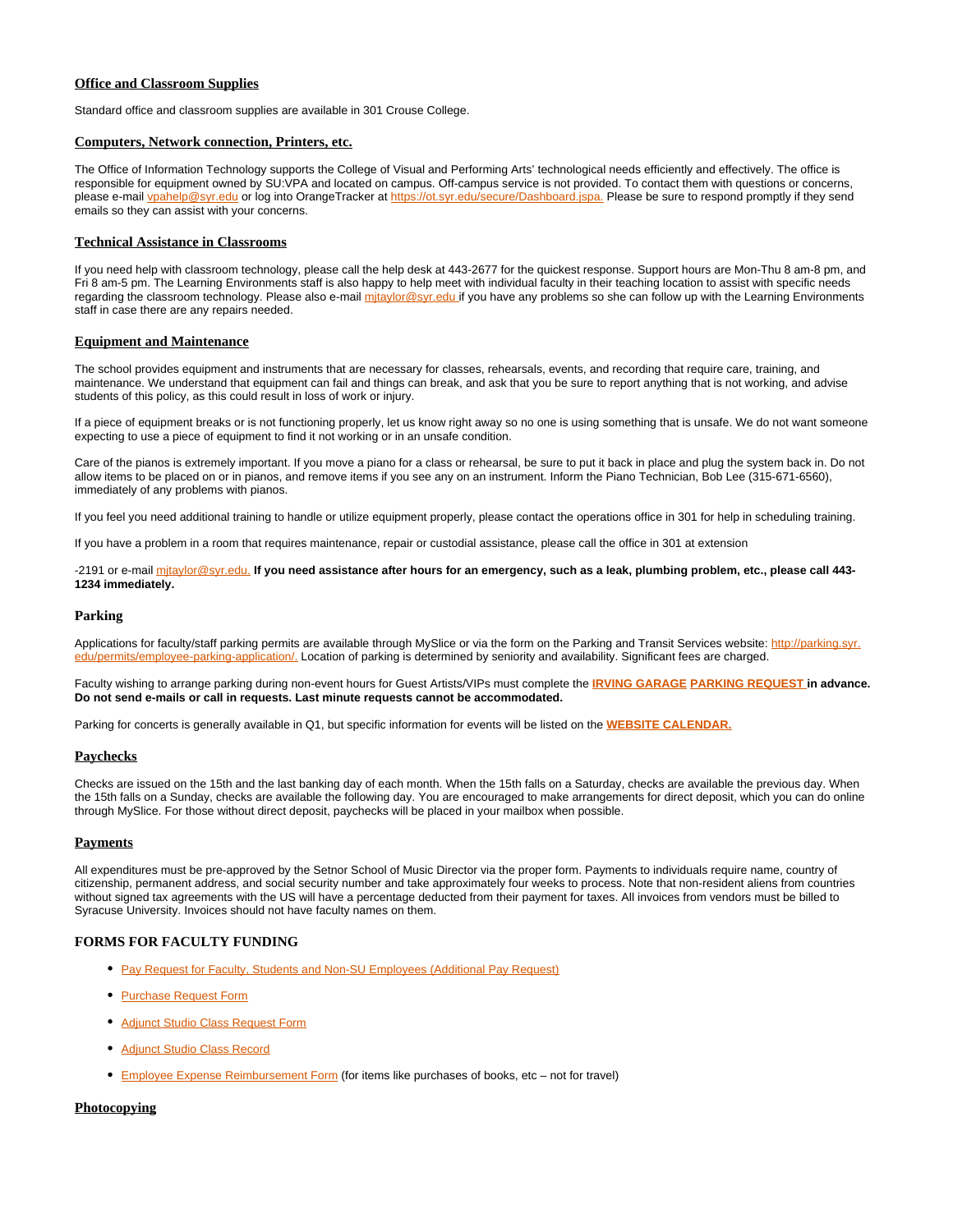## Office and Classroom Supplies

Standard office and classroom supplies are available in 301 Crouse College.

## Computers, Network connection, Printers, etc.

The Office of Information Technology supports the College of Visual and Performing Arts' technological needs efficiently and effectively. The office is responsible for equipment owned by SU:VPA and located on campus. Off-campus service is not provided. To contact them with questions or concerns, please e-mail vpahelp@syr.edu or log into OrangeTracker at https://ot.syr.edu/secure/Dashboard.jspa. Please be sure to respond promptly if they send emails so they can assist with your concerns.

## Technical Assistance in Classrooms

If you need help with classroom technology, please call the help desk at 443-2677 for the quickest response. Support hours are Mon-Thu 8 am-8 pm, and Fri 8 am-5 pm. The Learning Environments staff is also happy to help meet with individual faculty in their teaching location to assist with specific needs regarding the classroom technology. Please also e-mail mjtaylor@syr.edu if you have any problems so she can follow up with the Learning Environments staff in case there are any repairs needed.

## Equipment and Maintenance

The school provides equipment and instruments that are necessary for classes, rehearsals, events, and recording that require care, training, and maintenance. We understand that equipment can fail and things can break, and ask that you be sure to report anything that is not working, and advise students of this policy, as this could result in loss of work or injury.

If a piece of equipment breaks or is not functioning properly, let us know right away so no one is using something that is unsafe. We do not want someone expecting to use a piece of equipment to find it not working or in an unsafe condition.

Care of the pianos is extremely important. If you move a piano for a class or rehearsal, be sure to put it back in place and plug the system back in. Do not allow items to be placed on or in pianos, and remove items if you see any on an instrument. Inform the Piano Technician, Bob Lee (315-671-6560), immediately of any problems with pianos.

If you feel you need additional training to handle or utilize equipment properly, please contact the operations office in 301 for help in scheduling training.

If you have a problem in a room that requires maintenance, repair or custodial assistance, please call the office in 301 at extension

-2191 or e-mail mjtaylor@syr.edu. **If you need assistance after hours for an emergency, such as a leak, plumbing problem, etc., please call 443-1234 immediately.**

## Parking

Applications for faculty/staff parking permits are available through MySlice or via the form on the Parking and Transit Services website: http://parking.syr.edu/permits/employee-parking-application/. Location of parking is determined by seniority and availability. Significant fees are charged.

Faculty wishing to arrange parking during non-event hours for Guest Artists/VIPs must complete the **IRVING GARAGE PARKING REQUEST in advance. Do not send e-mails or call in requests. Last minute requests cannot be accommodated.**

Parking for concerts is generally available in Q1, but specific information for events will be listed on the **WEBSITE CALENDAR.**

## Paychecks

Checks are issued on the 15th and the last banking day of each month. When the 15th falls on a Saturday, checks are available the previous day. When the 15th falls on a Sunday, checks are available the following day. You are encouraged to make arrangements for direct deposit, which you can do online through MySlice. For those without direct deposit, paychecks will be placed in your mailbox when possible.

## Payments

All expenditures must be pre-approved by the Setnor School of Music Director via the proper form. Payments to individuals require name, country of citizenship, permanent address, and social security number and take approximately four weeks to process. Note that non-resident aliens from countries without signed tax agreements with the US will have a percentage deducted from their payment for taxes. All invoices from vendors must be billed to Syracuse University. Invoices should not have faculty names on them.

## FORMS FOR FACULTY FUNDING

- Pay Request for Faculty, Students and Non-SU Employees (Additional Pay Request)
- Purchase Request Form
- Adjunct Studio Class Request Form
- Adjunct Studio Class Record
- Employee Expense Reimbursement Form (for items like purchases of books, etc – not for travel)

## Photocopying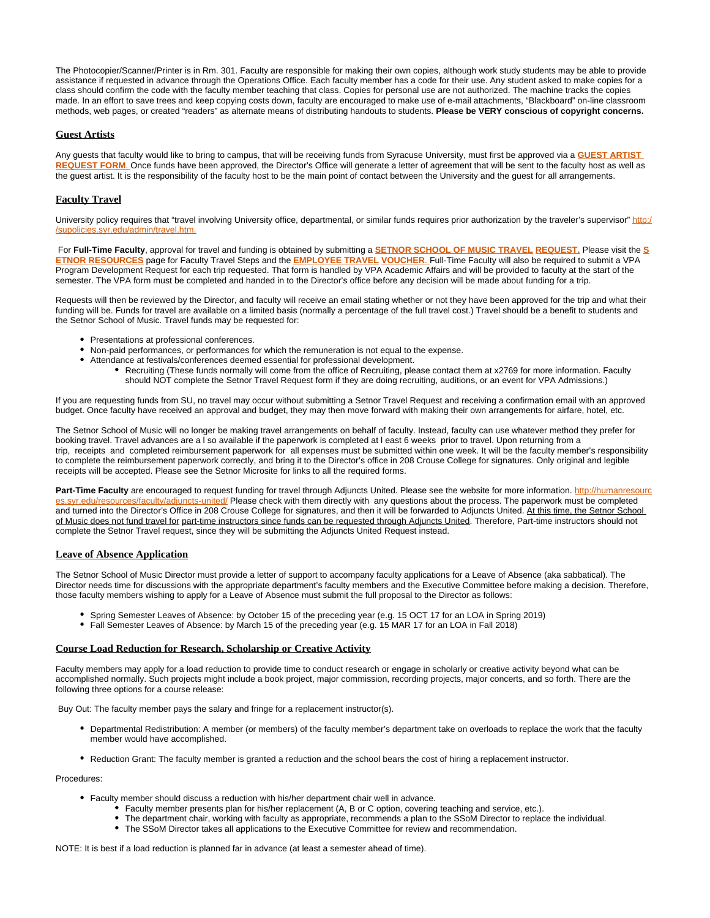The Photocopier/Scanner/Printer is in Rm. 301. Faculty are responsible for making their own copies, although work study students may be able to provide assistance if requested in advance through the Operations Office. Each faculty member has a code for their use. Any student asked to make copies for a class should confirm the code with the faculty member teaching that class. Copies for personal use are not authorized. The machine tracks the copies made. In an effort to save trees and keep copying costs down, faculty are encouraged to make use of e-mail attachments, "Blackboard" on-line classroom methods, web pages, or created "readers" as alternate means of distributing handouts to students. **Please be VERY conscious of copyright concerns.**

## Guest Artists

Any guests that faculty would like to bring to campus, that will be receiving funds from Syracuse University, must first be approved via a **GUEST ARTIST REQUEST FORM.** Once funds have been approved, the Director's Office will generate a letter of agreement that will be sent to the faculty host as well as the guest artist. It is the responsibility of the faculty host to be the main point of contact between the University and the guest for all arrangements.

## Faculty Travel

University policy requires that "travel involving University office, departmental, or similar funds requires prior authorization by the traveler's supervisor" http://supolicies.syr.edu/admin/travel.htm.

For **Full-Time Faculty**, approval for travel and funding is obtained by submitting a **SETNOR SCHOOL OF MUSIC TRAVEL REQUEST.** Please visit the **SETNOR RESOURCES** page for Faculty Travel Steps and the **EMPLOYEE TRAVEL VOUCHER**. Full-Time Faculty will also be required to submit a VPA Program Development Request for each trip requested. That form is handled by VPA Academic Affairs and will be provided to faculty at the start of the semester. The VPA form must be completed and handed in to the Director's office before any decision will be made about funding for a trip.

Requests will then be reviewed by the Director, and faculty will receive an email stating whether or not they have been approved for the trip and what their funding will be. Funds for travel are available on a limited basis (normally a percentage of the full travel cost.) Travel should be a benefit to students and the Setnor School of Music. Travel funds may be requested for:

- Presentations at professional conferences.
- Non-paid performances, or performances for which the remuneration is not equal to the expense.
- Attendance at festivals/conferences deemed essential for professional development.
  - Recruiting (These funds normally will come from the office of Recruiting, please contact them at x2769 for more information. Faculty should NOT complete the Setnor Travel Request form if they are doing recruiting, auditions, or an event for VPA Admissions.)

If you are requesting funds from SU, no travel may occur without submitting a Setnor Travel Request and receiving a confirmation email with an approved budget. Once faculty have received an approval and budget, they may then move forward with making their own arrangements for airfare, hotel, etc.

The Setnor School of Music will no longer be making travel arrangements on behalf of faculty. Instead, faculty can use whatever method they prefer for booking travel. Travel advances are also available if the paperwork is completed at least 6 weeks prior to travel. Upon returning from a trip, receipts and completed reimbursement paperwork for all expenses must be submitted within one week. It will be the faculty member's responsibility to complete the reimbursement paperwork correctly, and bring it to the Director's office in 208 Crouse College for signatures. Only original and legible receipts will be accepted. Please see the Setnor Microsite for links to all the required forms.

**Part-Time Faculty** are encouraged to request funding for travel through Adjuncts United. Please see the website for more information. http://humanresources.syr.edu/resources/faculty/adjuncts-united/ Please check with them directly with any questions about the process. The paperwork must be completed and turned into the Director's Office in 208 Crouse College for signatures, and then it will be forwarded to Adjuncts United. At this time, the Setnor School of Music does not fund travel for part-time instructors since funds can be requested through Adjuncts United. Therefore, Part-time instructors should not complete the Setnor Travel request, since they will be submitting the Adjuncts United Request instead.

## Leave of Absence Application

The Setnor School of Music Director must provide a letter of support to accompany faculty applications for a Leave of Absence (aka sabbatical). The Director needs time for discussions with the appropriate department's faculty members and the Executive Committee before making a decision. Therefore, those faculty members wishing to apply for a Leave of Absence must submit the full proposal to the Director as follows:

- Spring Semester Leaves of Absence: by October 15 of the preceding year (e.g. 15 OCT 17 for an LOA in Spring 2019)
- Fall Semester Leaves of Absence: by March 15 of the preceding year (e.g. 15 MAR 17 for an LOA in Fall 2018)

## Course Load Reduction for Research, Scholarship or Creative Activity

Faculty members may apply for a load reduction to provide time to conduct research or engage in scholarly or creative activity beyond what can be accomplished normally. Such projects might include a book project, major commission, recording projects, major concerts, and so forth. There are the following three options for a course release:

Buy Out: The faculty member pays the salary and fringe for a replacement instructor(s).

- Departmental Redistribution: A member (or members) of the faculty member's department take on overloads to replace the work that the faculty member would have accomplished.
- Reduction Grant: The faculty member is granted a reduction and the school bears the cost of hiring a replacement instructor.

Procedures:

- Faculty member should discuss a reduction with his/her department chair well in advance.
  - Faculty member presents plan for his/her replacement (A, B or C option, covering teaching and service, etc.).
  - The department chair, working with faculty as appropriate, recommends a plan to the SSoM Director to replace the individual.
  - The SSoM Director takes all applications to the Executive Committee for review and recommendation.

NOTE: It is best if a load reduction is planned far in advance (at least a semester ahead of time).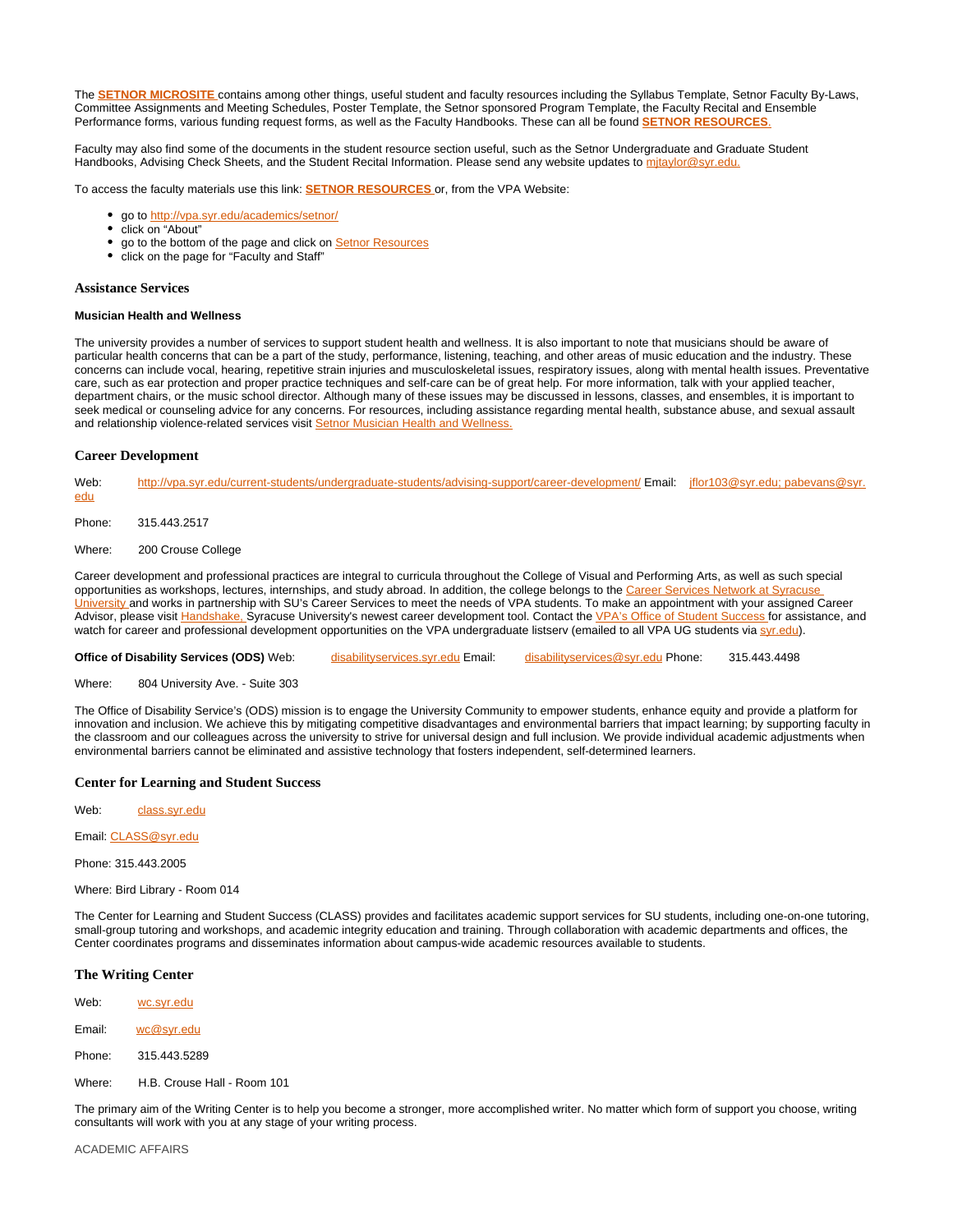The **SETNOR MICROSITE** contains among other things, useful student and faculty resources including the Syllabus Template, Setnor Faculty By-Laws, Committee Assignments and Meeting Schedules, Poster Template, the Setnor sponsored Program Template, the Faculty Recital and Ensemble Performance forms, various funding request forms, as well as the Faculty Handbooks. These can all be found **SETNOR RESOURCES**.

Faculty may also find some of the documents in the student resource section useful, such as the Setnor Undergraduate and Graduate Student Handbooks, Advising Check Sheets, and the Student Recital Information. Please send any website updates to mjtaylor@syr.edu.

To access the faculty materials use this link: **SETNOR RESOURCES** or, from the VPA Website:

- go to http://vpa.syr.edu/academics/setnor/
- click on "About"
- go to the bottom of the page and click on Setnor Resources
- click on the page for "Faculty and Staff"

## Assistance Services

### Musician Health and Wellness

The university provides a number of services to support student health and wellness. It is also important to note that musicians should be aware of particular health concerns that can be a part of the study, performance, listening, teaching, and other areas of music education and the industry. These concerns can include vocal, hearing, repetitive strain injuries and musculoskeletal issues, respiratory issues, along with mental health issues. Preventative care, such as ear protection and proper practice techniques and self-care can be of great help. For more information, talk with your applied teacher, department chairs, or the music school director. Although many of these issues may be discussed in lessons, classes, and ensembles, it is important to seek medical or counseling advice for any concerns. For resources, including assistance regarding mental health, substance abuse, and sexual assault and relationship violence-related services visit Setnor Musician Health and Wellness.

## Career Development

Web: http://vpa.syr.edu/current-students/undergraduate-students/advising-support/career-development/ Email: jflor103@syr.edu; pabevans@syr.edu

Phone: 315.443.2517

Where: 200 Crouse College

Career development and professional practices are integral to curricula throughout the College of Visual and Performing Arts, as well as such special opportunities as workshops, lectures, internships, and study abroad. In addition, the college belongs to the Career Services Network at Syracuse University and works in partnership with SU's Career Services to meet the needs of VPA students. To make an appointment with your assigned Career Advisor, please visit Handshake, Syracuse University's newest career development tool. Contact the VPA's Office of Student Success for assistance, and watch for career and professional development opportunities on the VPA undergraduate listserv (emailed to all VPA UG students via syr.edu).

**Office of Disability Services (ODS)** Web: disabilityservices.syr.edu Email: disabilityservices@syr.edu Phone: 315.443.4498

Where: 804 University Ave. - Suite 303

The Office of Disability Service's (ODS) mission is to engage the University Community to empower students, enhance equity and provide a platform for innovation and inclusion. We achieve this by mitigating competitive disadvantages and environmental barriers that impact learning; by supporting faculty in the classroom and our colleagues across the university to strive for universal design and full inclusion. We provide individual academic adjustments when environmental barriers cannot be eliminated and assistive technology that fosters independent, self-determined learners.

## Center for Learning and Student Success

Web: class.syr.edu

Email: CLASS@syr.edu

Phone: 315.443.2005

Where: Bird Library - Room 014

The Center for Learning and Student Success (CLASS) provides and facilitates academic support services for SU students, including one-on-one tutoring, small-group tutoring and workshops, and academic integrity education and training. Through collaboration with academic departments and offices, the Center coordinates programs and disseminates information about campus-wide academic resources available to students.

## The Writing Center

Web: wc.syr.edu

Email: wc@syr.edu

Phone: 315.443.5289

Where: H.B. Crouse Hall - Room 101

The primary aim of the Writing Center is to help you become a stronger, more accomplished writer. No matter which form of support you choose, writing consultants will work with you at any stage of your writing process.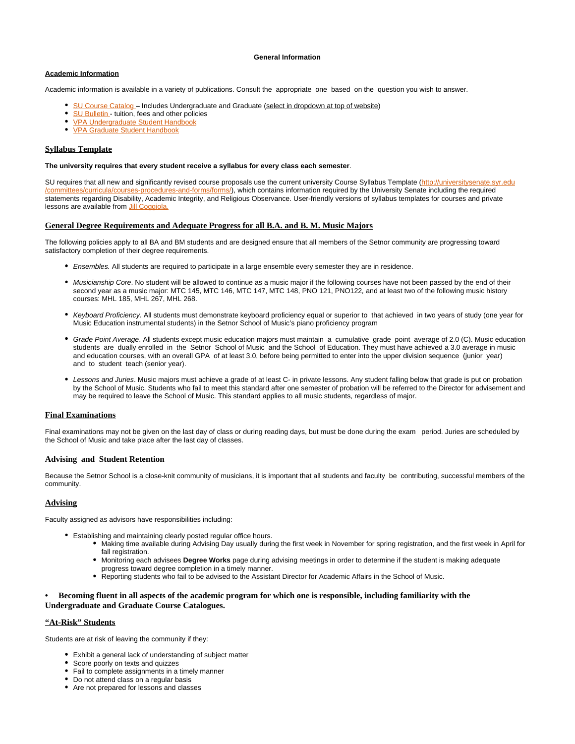# General Information

## Academic Information

Academic information is available in a variety of publications. Consult the appropriate one based on the question you wish to answer.

- SU Course Catalog – Includes Undergraduate and Graduate (select in dropdown at top of website)
- SU Bulletin - tuition, fees and other policies
- VPA Undergraduate Student Handbook
- VPA Graduate Student Handbook

## Syllabus Template

**The university requires that every student receive a syllabus for every class each semester**.

SU requires that all new and significantly revised course proposals use the current university Course Syllabus Template (http://universitysenate.syr.edu/committees/curricula/courses-procedures-and-forms/forms/), which contains information required by the University Senate including the required statements regarding Disability, Academic Integrity, and Religious Observance. User-friendly versions of syllabus templates for courses and private lessons are available from Jill Coggiola.

## General Degree Requirements and Adequate Progress for all B.A. and B. M. Music Majors

The following policies apply to all BA and BM students and are designed ensure that all members of the Setnor community are progressing toward satisfactory completion of their degree requirements.

- *Ensembles.* All students are required to participate in a large ensemble every semester they are in residence.
- *Musicianship Core*. No student will be allowed to continue as a music major if the following courses have not been passed by the end of their second year as a music major: MTC 145, MTC 146, MTC 147, MTC 148, PNO 121, PNO122, and at least two of the following music history courses: MHL 185, MHL 267, MHL 268.
- *Keyboard Proficiency*. All students must demonstrate keyboard proficiency equal or superior to that achieved in two years of study (one year for Music Education instrumental students) in the Setnor School of Music's piano proficiency program
- *Grade Point Average*. All students except music education majors must maintain a cumulative grade point average of 2.0 (C). Music education students are dually enrolled in the Setnor School of Music and the School of Education. They must have achieved a 3.0 average in music and education courses, with an overall GPA of at least 3.0, before being permitted to enter into the upper division sequence (junior year) and to student teach (senior year).
- *Lessons and Juries*. Music majors must achieve a grade of at least C- in private lessons. Any student falling below that grade is put on probation by the School of Music. Students who fail to meet this standard after one semester of probation will be referred to the Director for advisement and may be required to leave the School of Music. This standard applies to all music students, regardless of major.

## Final Examinations

Final examinations may not be given on the last day of class or during reading days, but must be done during the exam period. Juries are scheduled by the School of Music and take place after the last day of classes.

## Advising and Student Retention

Because the Setnor School is a close-knit community of musicians, it is important that all students and faculty be contributing, successful members of the community.

## Advising

Faculty assigned as advisors have responsibilities including:

- Establishing and maintaining clearly posted regular office hours.
  - Making time available during Advising Day usually during the first week in November for spring registration, and the first week in April for fall registration.
  - Monitoring each advisees **Degree Works** page during advising meetings in order to determine if the student is making adequate progress toward degree completion in a timely manner.
  - Reporting students who fail to be advised to the Assistant Director for Academic Affairs in the School of Music.

- **Becoming fluent in all aspects of the academic program for which one is responsible, including familiarity with the Undergraduate and Graduate Course Catalogues.**

## "At-Risk" Students

Students are at risk of leaving the community if they:

- Exhibit a general lack of understanding of subject matter
- Score poorly on texts and quizzes
- Fail to complete assignments in a timely manner
- Do not attend class on a regular basis
- Are not prepared for lessons and classes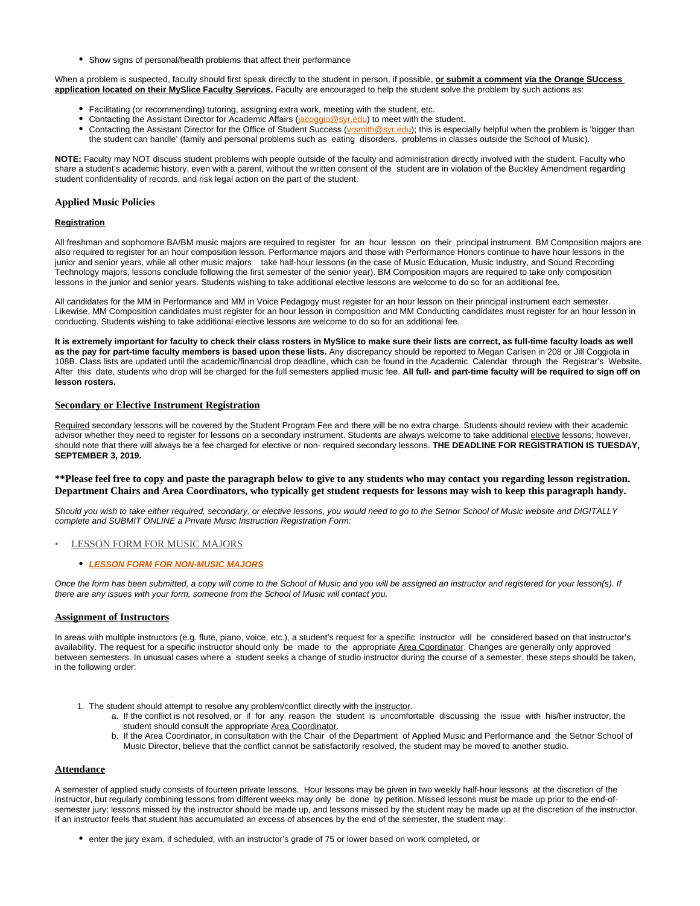- Show signs of personal/health problems that affect their performance

When a problem is suspected, faculty should first speak directly to the student in person, if possible, **or submit a comment via the Orange SUccess application located on their MySlice Faculty Services.** Faculty are encouraged to help the student solve the problem by such actions as:

- Facilitating (or recommending) tutoring, assigning extra work, meeting with the student, etc.
- Contacting the Assistant Director for Academic Affairs (jacoggio@syr.edu) to meet with the student.
- Contacting the Assistant Director for the Office of Student Success (vrsmith@syr.edu); this is especially helpful when the problem is 'bigger than the student can handle' (family and personal problems such as eating disorders, problems in classes outside the School of Music).

**NOTE:** Faculty may NOT discuss student problems with people outside of the faculty and administration directly involved with the student. Faculty who share a student's academic history, even with a parent, without the written consent of the student are in violation of the Buckley Amendment regarding student confidentiality of records, and risk legal action on the part of the student.

## Applied Music Policies

### Registration

All freshman and sophomore BA/BM music majors are required to register for an hour lesson on their principal instrument. BM Composition majors are also required to register for an hour composition lesson. Performance majors and those with Performance Honors continue to have hour lessons in the junior and senior years, while all other music majors take half-hour lessons (in the case of Music Education, Music Industry, and Sound Recording Technology majors, lessons conclude following the first semester of the senior year). BM Composition majors are required to take only composition lessons in the junior and senior years. Students wishing to take additional elective lessons are welcome to do so for an additional fee.

All candidates for the MM in Performance and MM in Voice Pedagogy must register for an hour lesson on their principal instrument each semester. Likewise, MM Composition candidates must register for an hour lesson in composition and MM Conducting candidates must register for an hour lesson in conducting. Students wishing to take additional elective lessons are welcome to do so for an additional fee.

**It is extremely important for faculty to check their class rosters in MySlice to make sure their lists are correct, as full-time faculty loads as well as the pay for part-time faculty members is based upon these lists.** Any discrepancy should be reported to Megan Carlsen in 208 or Jill Coggiola in 108B. Class lists are updated until the academic/financial drop deadline, which can be found in the Academic Calendar through the Registrar's Website. After this date, students who drop will be charged for the full semesters applied music fee. **All full- and part-time faculty will be required to sign off on lesson rosters.**

### Secondary or Elective Instrument Registration

Required secondary lessons will be covered by the Student Program Fee and there will be no extra charge. Students should review with their academic advisor whether they need to register for lessons on a secondary instrument. Students are always welcome to take additional elective lessons; however, should note that there will always be a fee charged for elective or non- required secondary lessons. **THE DEADLINE FOR REGISTRATION IS TUESDAY, SEPTEMBER 3, 2019.**

**\*\*Please feel free to copy and paste the paragraph below to give to any students who may contact you regarding lesson registration. Department Chairs and Area Coordinators, who typically get student requests for lessons may wish to keep this paragraph handy.**

*Should you wish to take either required, secondary, or elective lessons, you would need to go to the Setnor School of Music website and DIGITALLY complete and SUBMIT ONLINE a Private Music Instruction Registration Form:*

- LESSON FORM FOR MUSIC MAJORS
  - ***LESSON FORM FOR NON-MUSIC MAJORS***

*Once the form has been submitted, a copy will come to the School of Music and you will be assigned an instructor and registered for your lesson(s). If there are any issues with your form, someone from the School of Music will contact you.*

### Assignment of Instructors

In areas with multiple instructors (e.g. flute, piano, voice, etc.), a student's request for a specific instructor will be considered based on that instructor's availability. The request for a specific instructor should only be made to the appropriate Area Coordinator. Changes are generally only approved between semesters. In unusual cases where a student seeks a change of studio instructor during the course of a semester, these steps should be taken, in the following order:

1. The student should attempt to resolve any problem/conflict directly with the instructor.
   a. If the conflict is not resolved, or if for any reason the student is uncomfortable discussing the issue with his/her instructor, the student should consult the appropriate Area Coordinator.
   b. If the Area Coordinator, in consultation with the Chair of the Department of Applied Music and Performance and the Setnor School of Music Director, believe that the conflict cannot be satisfactorily resolved, the student may be moved to another studio.

### Attendance

A semester of applied study consists of fourteen private lessons. Hour lessons may be given in two weekly half-hour lessons at the discretion of the instructor, but regularly combining lessons from different weeks may only be done by petition. Missed lessons must be made up prior to the end-of-semester jury; lessons missed by the instructor should be made up, and lessons missed by the student may be made up at the discretion of the instructor. If an instructor feels that student has accumulated an excess of absences by the end of the semester, the student may:

- enter the jury exam, if scheduled, with an instructor's grade of 75 or lower based on work completed, or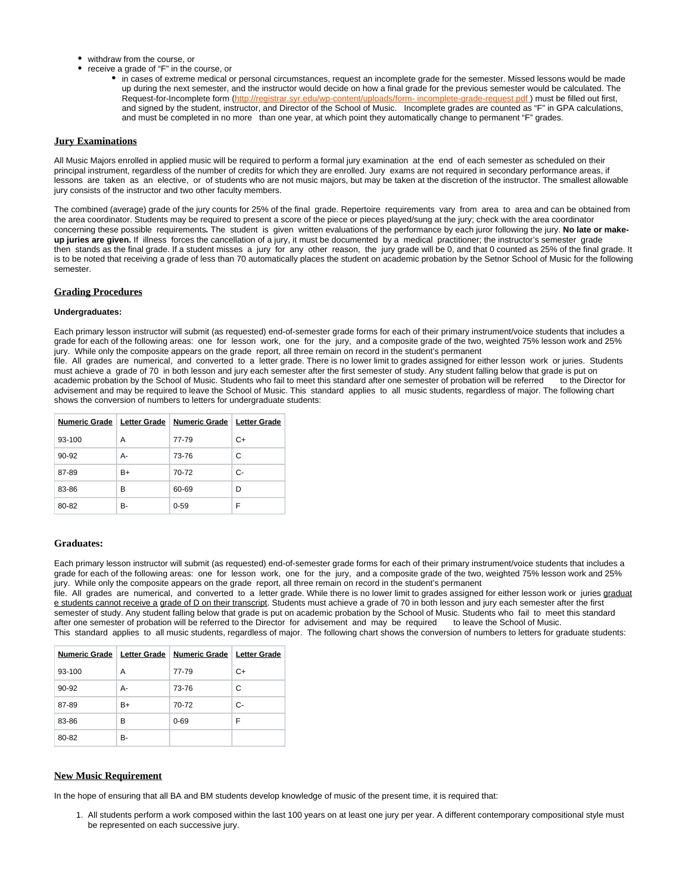- withdraw from the course, or
- receive a grade of "F" in the course, or
    - in cases of extreme medical or personal circumstances, request an incomplete grade for the semester. Missed lessons would be made up during the next semester, and the instructor would decide on how a final grade for the previous semester would be calculated. The Request-for-Incomplete form (http://registrar.syr.edu/wp-content/uploads/form- incomplete-grade-request.pdf ) must be filled out first, and signed by the student, instructor, and Director of the School of Music. Incomplete grades are counted as "F" in GPA calculations, and must be completed in no more than one year, at which point they automatically change to permanent "F" grades.

## Jury Examinations

All Music Majors enrolled in applied music will be required to perform a formal jury examination at the end of each semester as scheduled on their principal instrument, regardless of the number of credits for which they are enrolled. Jury exams are not required in secondary performance areas, if lessons are taken as an elective, or of students who are not music majors, but may be taken at the discretion of the instructor. The smallest allowable jury consists of the instructor and two other faculty members.

The combined (average) grade of the jury counts for 25% of the final grade. Repertoire requirements vary from area to area and can be obtained from the area coordinator. Students may be required to present a score of the piece or pieces played/sung at the jury; check with the area coordinator concerning these possible requirements**.** The student is given written evaluations of the performance by each juror following the jury. **No late or make-up juries are given.** If illness forces the cancellation of a jury, it must be documented by a medical practitioner; the instructor's semester grade then stands as the final grade. If a student misses a jury for any other reason, the jury grade will be 0, and that 0 counted as 25% of the final grade. It is to be noted that receiving a grade of less than 70 automatically places the student on academic probation by the Setnor School of Music for the following semester.

## Grading Procedures

**Undergraduates:**

Each primary lesson instructor will submit (as requested) end-of-semester grade forms for each of their primary instrument/voice students that includes a grade for each of the following areas: one for lesson work, one for the jury, and a composite grade of the two, weighted 75% lesson work and 25% jury. While only the composite appears on the grade report, all three remain on record in the student's permanent file. All grades are numerical, and converted to a letter grade. There is no lower limit to grades assigned for either lesson work or juries. Students must achieve a grade of 70 in both lesson and jury each semester after the first semester of study. Any student falling below that grade is put on academic probation by the School of Music. Students who fail to meet this standard after one semester of probation will be referred to the Director for advisement and may be required to leave the School of Music. This standard applies to all music students, regardless of major. The following chart shows the conversion of numbers to letters for undergraduate students:

| Numeric Grade | Letter Grade | Numeric Grade | Letter Grade |
|---|---|---|---|
| 93-100 | A | 77-79 | C+ |
| 90-92 | A- | 73-76 | C |
| 87-89 | B+ | 70-72 | C- |
| 83-86 | B | 60-69 | D |
| 80-82 | B- | 0-59 | F |

### Graduates:

Each primary lesson instructor will submit (as requested) end-of-semester grade forms for each of their primary instrument/voice students that includes a grade for each of the following areas: one for lesson work, one for the jury, and a composite grade of the two, weighted 75% lesson work and 25% jury. While only the composite appears on the grade report, all three remain on record in the student's permanent file. All grades are numerical, and converted to a letter grade. While there is no lower limit to grades assigned for either lesson work or juries graduate students cannot receive a grade of D on their transcript. Students must achieve a grade of 70 in both lesson and jury each semester after the first semester of study. Any student falling below that grade is put on academic probation by the School of Music. Students who fail to meet this standard after one semester of probation will be referred to the Director for advisement and may be required to leave the School of Music. This standard applies to all music students, regardless of major. The following chart shows the conversion of numbers to letters for graduate students:

| Numeric Grade | Letter Grade | Numeric Grade | Letter Grade |
|---|---|---|---|
| 93-100 | A | 77-79 | C+ |
| 90-92 | A- | 73-76 | C |
| 87-89 | B+ | 70-72 | C- |
| 83-86 | B | 0-69 | F |
| 80-82 | B- | | |

## New Music Requirement

In the hope of ensuring that all BA and BM students develop knowledge of music of the present time, it is required that:

1. All students perform a work composed within the last 100 years on at least one jury per year. A different contemporary compositional style must be represented on each successive jury.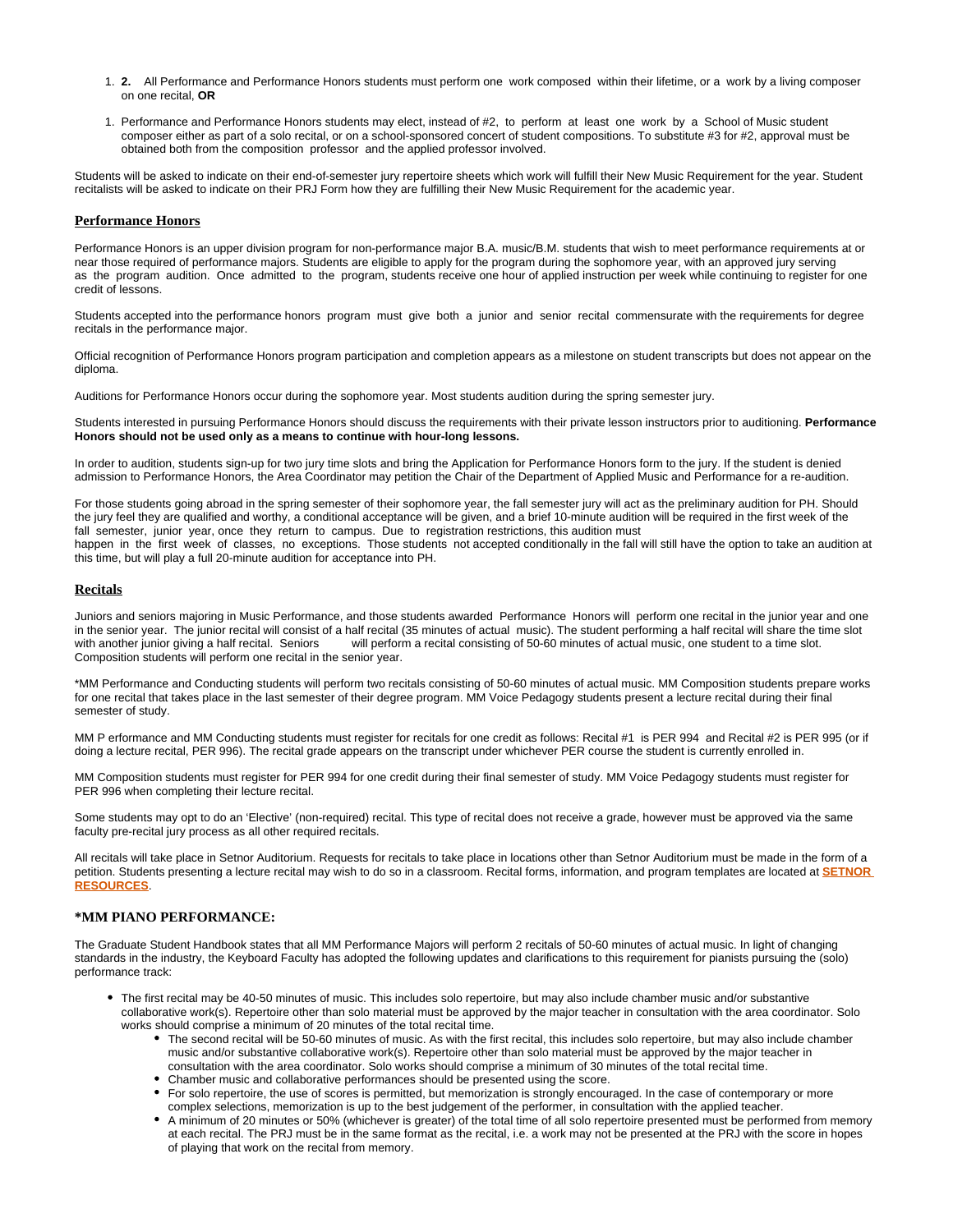1. **2.** All Performance and Performance Honors students must perform one work composed within their lifetime, or a work by a living composer on one recital, **OR**

1. Performance and Performance Honors students may elect, instead of #2, to perform at least one work by a School of Music student composer either as part of a solo recital, or on a school-sponsored concert of student compositions. To substitute #3 for #2, approval must be obtained both from the composition professor and the applied professor involved.

Students will be asked to indicate on their end-of-semester jury repertoire sheets which work will fulfill their New Music Requirement for the year. Student recitalists will be asked to indicate on their PRJ Form how they are fulfilling their New Music Requirement for the academic year.

## Performance Honors

Performance Honors is an upper division program for non-performance major B.A. music/B.M. students that wish to meet performance requirements at or near those required of performance majors. Students are eligible to apply for the program during the sophomore year, with an approved jury serving as the program audition. Once admitted to the program, students receive one hour of applied instruction per week while continuing to register for one credit of lessons.

Students accepted into the performance honors program must give both a junior and senior recital commensurate with the requirements for degree recitals in the performance major.

Official recognition of Performance Honors program participation and completion appears as a milestone on student transcripts but does not appear on the diploma.

Auditions for Performance Honors occur during the sophomore year. Most students audition during the spring semester jury.

Students interested in pursuing Performance Honors should discuss the requirements with their private lesson instructors prior to auditioning. **Performance Honors should not be used only as a means to continue with hour-long lessons.**

In order to audition, students sign-up for two jury time slots and bring the Application for Performance Honors form to the jury. If the student is denied admission to Performance Honors, the Area Coordinator may petition the Chair of the Department of Applied Music and Performance for a re-audition.

For those students going abroad in the spring semester of their sophomore year, the fall semester jury will act as the preliminary audition for PH. Should the jury feel they are qualified and worthy, a conditional acceptance will be given, and a brief 10-minute audition will be required in the first week of the fall semester, junior year, once they return to campus. Due to registration restrictions, this audition must happen in the first week of classes, no exceptions. Those students not accepted conditionally in the fall will still have the option to take an audition at this time, but will play a full 20-minute audition for acceptance into PH.

## Recitals

Juniors and seniors majoring in Music Performance, and those students awarded Performance Honors will perform one recital in the junior year and one in the senior year. The junior recital will consist of a half recital (35 minutes of actual music). The student performing a half recital will share the time slot with another junior giving a half recital. Seniors will perform a recital consisting of 50-60 minutes of actual music, one student to a time slot. Composition students will perform one recital in the senior year.

*MM Performance and Conducting students will perform two recitals consisting of 50-60 minutes of actual music. MM Composition students prepare works for one recital that takes place in the last semester of their degree program. MM Voice Pedagogy students present a lecture recital during their final semester of study.

MM P erformance and MM Conducting students must register for recitals for one credit as follows: Recital #1 is PER 994 and Recital #2 is PER 995 (or if doing a lecture recital, PER 996). The recital grade appears on the transcript under whichever PER course the student is currently enrolled in.

MM Composition students must register for PER 994 for one credit during their final semester of study. MM Voice Pedagogy students must register for PER 996 when completing their lecture recital.

Some students may opt to do an 'Elective' (non-required) recital. This type of recital does not receive a grade, however must be approved via the same faculty pre-recital jury process as all other required recitals.

All recitals will take place in Setnor Auditorium. Requests for recitals to take place in locations other than Setnor Auditorium must be made in the form of a petition. Students presenting a lecture recital may wish to do so in a classroom. Recital forms, information, and program templates are located at **SETNOR RESOURCES**.

### *MM PIANO PERFORMANCE:

The Graduate Student Handbook states that all MM Performance Majors will perform 2 recitals of 50-60 minutes of actual music. In light of changing standards in the industry, the Keyboard Faculty has adopted the following updates and clarifications to this requirement for pianists pursuing the (solo) performance track:

- The first recital may be 40-50 minutes of music. This includes solo repertoire, but may also include chamber music and/or substantive collaborative work(s). Repertoire other than solo material must be approved by the major teacher in consultation with the area coordinator. Solo works should comprise a minimum of 20 minutes of the total recital time.
  - The second recital will be 50-60 minutes of music. As with the first recital, this includes solo repertoire, but may also include chamber music and/or substantive collaborative work(s). Repertoire other than solo material must be approved by the major teacher in consultation with the area coordinator. Solo works should comprise a minimum of 30 minutes of the total recital time.
  - Chamber music and collaborative performances should be presented using the score.
  - For solo repertoire, the use of scores is permitted, but memorization is strongly encouraged. In the case of contemporary or more complex selections, memorization is up to the best judgement of the performer, in consultation with the applied teacher.
  - A minimum of 20 minutes or 50% (whichever is greater) of the total time of all solo repertoire presented must be performed from memory at each recital. The PRJ must be in the same format as the recital, i.e. a work may not be presented at the PRJ with the score in hopes of playing that work on the recital from memory.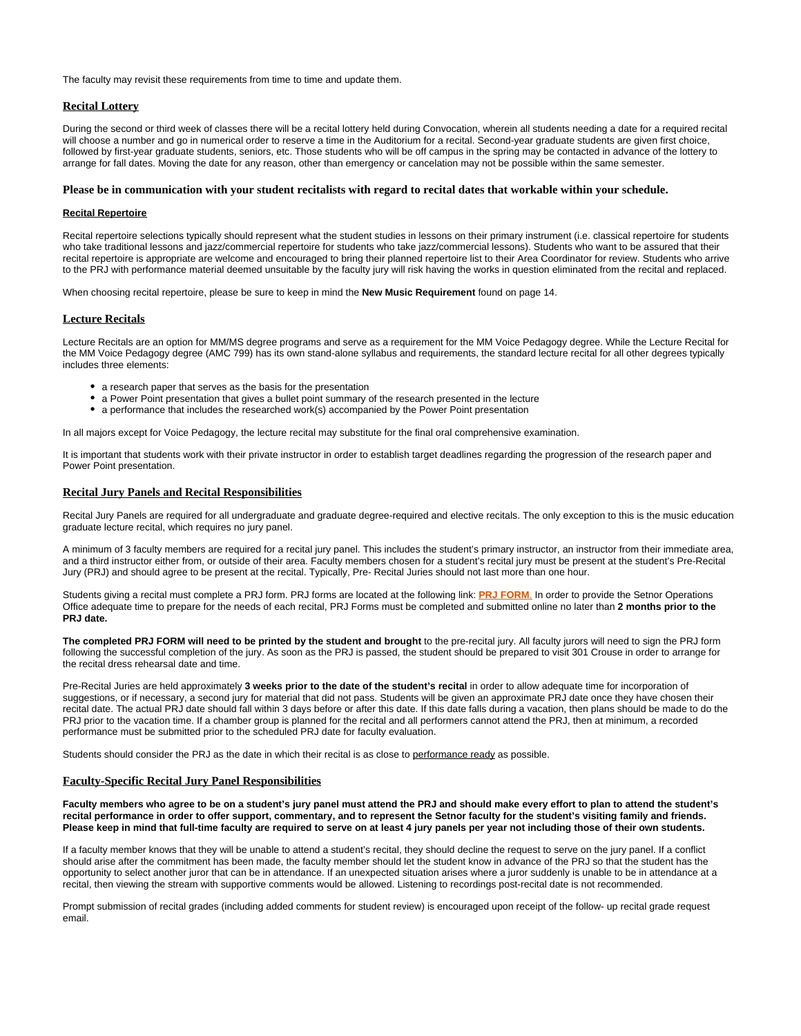The faculty may revisit these requirements from time to time and update them.

## Recital Lottery

During the second or third week of classes there will be a recital lottery held during Convocation, wherein all students needing a date for a required recital will choose a number and go in numerical order to reserve a time in the Auditorium for a recital. Second-year graduate students are given first choice, followed by first-year graduate students, seniors, etc. Those students who will be off campus in the spring may be contacted in advance of the lottery to arrange for fall dates. Moving the date for any reason, other than emergency or cancelation may not be possible within the same semester.

**Please be in communication with your student recitalists with regard to recital dates that workable within your schedule.**

### Recital Repertoire

Recital repertoire selections typically should represent what the student studies in lessons on their primary instrument (i.e. classical repertoire for students who take traditional lessons and jazz/commercial repertoire for students who take jazz/commercial lessons). Students who want to be assured that their recital repertoire is appropriate are welcome and encouraged to bring their planned repertoire list to their Area Coordinator for review. Students who arrive to the PRJ with performance material deemed unsuitable by the faculty jury will risk having the works in question eliminated from the recital and replaced.

When choosing recital repertoire, please be sure to keep in mind the **New Music Requirement** found on page 14.

## Lecture Recitals

Lecture Recitals are an option for MM/MS degree programs and serve as a requirement for the MM Voice Pedagogy degree. While the Lecture Recital for the MM Voice Pedagogy degree (AMC 799) has its own stand-alone syllabus and requirements, the standard lecture recital for all other degrees typically includes three elements:

- a research paper that serves as the basis for the presentation
- a Power Point presentation that gives a bullet point summary of the research presented in the lecture
- a performance that includes the researched work(s) accompanied by the Power Point presentation

In all majors except for Voice Pedagogy, the lecture recital may substitute for the final oral comprehensive examination.

It is important that students work with their private instructor in order to establish target deadlines regarding the progression of the research paper and Power Point presentation.

## Recital Jury Panels and Recital Responsibilities

Recital Jury Panels are required for all undergraduate and graduate degree-required and elective recitals. The only exception to this is the music education graduate lecture recital, which requires no jury panel.

A minimum of 3 faculty members are required for a recital jury panel. This includes the student's primary instructor, an instructor from their immediate area, and a third instructor either from, or outside of their area. Faculty members chosen for a student's recital jury must be present at the student's Pre-Recital Jury (PRJ) and should agree to be present at the recital. Typically, Pre- Recital Juries should not last more than one hour.

Students giving a recital must complete a PRJ form. PRJ forms are located at the following link: **PRJ FORM**. In order to provide the Setnor Operations Office adequate time to prepare for the needs of each recital, PRJ Forms must be completed and submitted online no later than **2 months prior to the PRJ date.**

**The completed PRJ FORM will need to be printed by the student and brought** to the pre-recital jury. All faculty jurors will need to sign the PRJ form following the successful completion of the jury. As soon as the PRJ is passed, the student should be prepared to visit 301 Crouse in order to arrange for the recital dress rehearsal date and time.

Pre-Recital Juries are held approximately **3 weeks prior to the date of the student's recital** in order to allow adequate time for incorporation of suggestions, or if necessary, a second jury for material that did not pass. Students will be given an approximate PRJ date once they have chosen their recital date. The actual PRJ date should fall within 3 days before or after this date. If this date falls during a vacation, then plans should be made to do the PRJ prior to the vacation time. If a chamber group is planned for the recital and all performers cannot attend the PRJ, then at minimum, a recorded performance must be submitted prior to the scheduled PRJ date for faculty evaluation.

Students should consider the PRJ as the date in which their recital is as close to performance ready as possible.

## Faculty-Specific Recital Jury Panel Responsibilities

**Faculty members who agree to be on a student's jury panel must attend the PRJ and should make every effort to plan to attend the student's recital performance in order to offer support, commentary, and to represent the Setnor faculty for the student's visiting family and friends. Please keep in mind that full-time faculty are required to serve on at least 4 jury panels per year not including those of their own students.**

If a faculty member knows that they will be unable to attend a student's recital, they should decline the request to serve on the jury panel. If a conflict should arise after the commitment has been made, the faculty member should let the student know in advance of the PRJ so that the student has the opportunity to select another juror that can be in attendance. If an unexpected situation arises where a juror suddenly is unable to be in attendance at a recital, then viewing the stream with supportive comments would be allowed. Listening to recordings post-recital date is not recommended.

Prompt submission of recital grades (including added comments for student review) is encouraged upon receipt of the follow- up recital grade request email.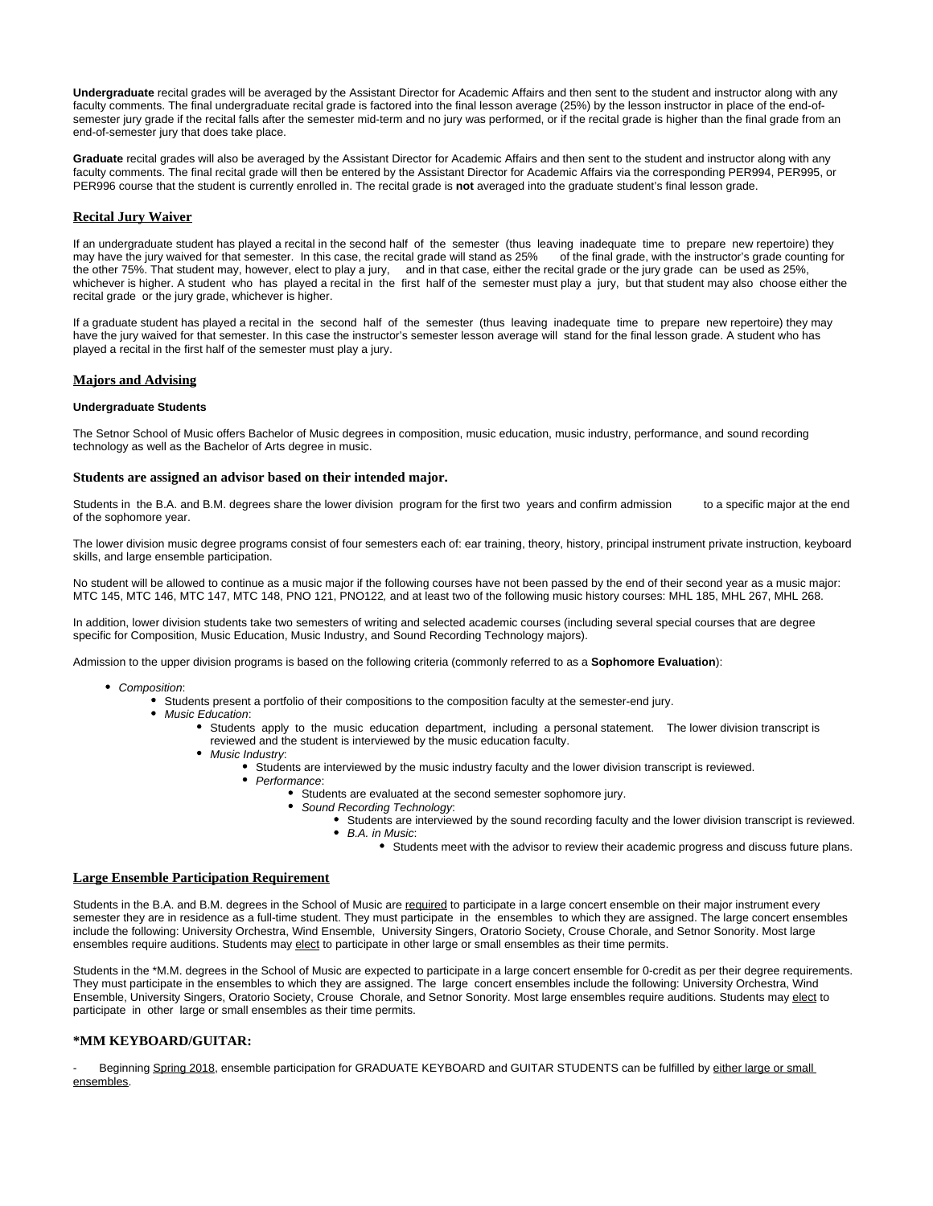**Undergraduate** recital grades will be averaged by the Assistant Director for Academic Affairs and then sent to the student and instructor along with any faculty comments. The final undergraduate recital grade is factored into the final lesson average (25%) by the lesson instructor in place of the end-of-semester jury grade if the recital falls after the semester mid-term and no jury was performed, or if the recital grade is higher than the final grade from an end-of-semester jury that does take place.

**Graduate** recital grades will also be averaged by the Assistant Director for Academic Affairs and then sent to the student and instructor along with any faculty comments. The final recital grade will then be entered by the Assistant Director for Academic Affairs via the corresponding PER994, PER995, or PER996 course that the student is currently enrolled in. The recital grade is **not** averaged into the graduate student's final lesson grade.

## Recital Jury Waiver

If an undergraduate student has played a recital in the second half of the semester (thus leaving inadequate time to prepare new repertoire) they may have the jury waived for that semester. In this case, the recital grade will stand as 25% of the final grade, with the instructor's grade counting for the other 75%. That student may, however, elect to play a jury, and in that case, either the recital grade or the jury grade can be used as 25%, whichever is higher. A student who has played a recital in the first half of the semester must play a jury, but that student may also choose either the recital grade or the jury grade, whichever is higher.

If a graduate student has played a recital in the second half of the semester (thus leaving inadequate time to prepare new repertoire) they may have the jury waived for that semester. In this case the instructor's semester lesson average will stand for the final lesson grade. A student who has played a recital in the first half of the semester must play a jury.

## Majors and Advising

#### Undergraduate Students

The Setnor School of Music offers Bachelor of Music degrees in composition, music education, music industry, performance, and sound recording technology as well as the Bachelor of Arts degree in music.

### Students are assigned an advisor based on their intended major.

Students in the B.A. and B.M. degrees share the lower division program for the first two years and confirm admission to a specific major at the end of the sophomore year.

The lower division music degree programs consist of four semesters each of: ear training, theory, history, principal instrument private instruction, keyboard skills, and large ensemble participation.

No student will be allowed to continue as a music major if the following courses have not been passed by the end of their second year as a music major: MTC 145, MTC 146, MTC 147, MTC 148, PNO 121, PNO122, and at least two of the following music history courses: MHL 185, MHL 267, MHL 268.

In addition, lower division students take two semesters of writing and selected academic courses (including several special courses that are degree specific for Composition, Music Education, Music Industry, and Sound Recording Technology majors).

Admission to the upper division programs is based on the following criteria (commonly referred to as a **Sophomore Evaluation**):

- *Composition*:
  - Students present a portfolio of their compositions to the composition faculty at the semester-end jury.
- *Music Education*:
  - Students apply to the music education department, including a personal statement. The lower division transcript is reviewed and the student is interviewed by the music education faculty.
- *Music Industry*:
  - Students are interviewed by the music industry faculty and the lower division transcript is reviewed.
- *Performance*:
  - Students are evaluated at the second semester sophomore jury.
- *Sound Recording Technology*:
  - Students are interviewed by the sound recording faculty and the lower division transcript is reviewed.
- *B.A. in Music*:
  - Students meet with the advisor to review their academic progress and discuss future plans.

## Large Ensemble Participation Requirement

Students in the B.A. and B.M. degrees in the School of Music are required to participate in a large concert ensemble on their major instrument every semester they are in residence as a full-time student. They must participate in the ensembles to which they are assigned. The large concert ensembles include the following: University Orchestra, Wind Ensemble, University Singers, Oratorio Society, Crouse Chorale, and Setnor Sonority. Most large ensembles require auditions. Students may elect to participate in other large or small ensembles as their time permits.

Students in the *M.M. degrees in the School of Music are expected to participate in a large concert ensemble for 0-credit as per their degree requirements. They must participate in the ensembles to which they are assigned. The large concert ensembles include the following: University Orchestra, Wind Ensemble, University Singers, Oratorio Society, Crouse Chorale, and Setnor Sonority. Most large ensembles require auditions. Students may elect to participate in other large or small ensembles as their time permits.

### *MM KEYBOARD/GUITAR:

- Beginning Spring 2018, ensemble participation for GRADUATE KEYBOARD and GUITAR STUDENTS can be fulfilled by either large or small ensembles.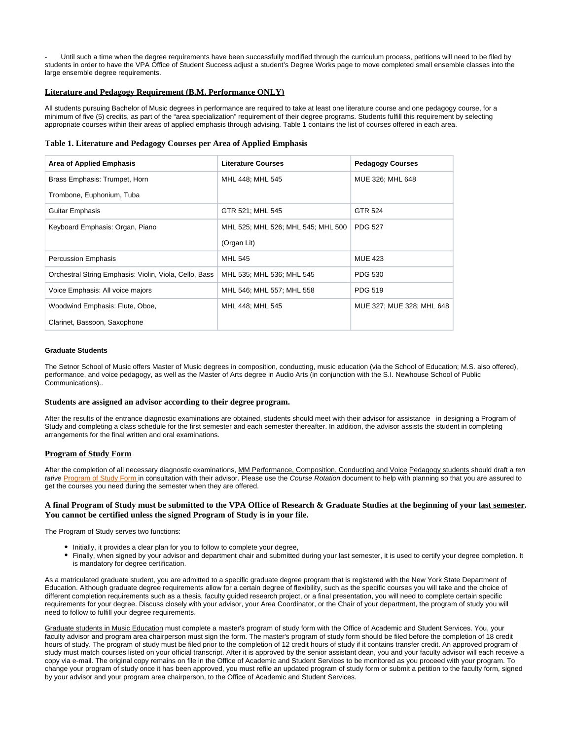- Until such a time when the degree requirements have been successfully modified through the curriculum process, petitions will need to be filed by students in order to have the VPA Office of Student Success adjust a student's Degree Works page to move completed small ensemble classes into the large ensemble degree requirements.

### Literature and Pedagogy Requirement (B.M. Performance ONLY)

All students pursuing Bachelor of Music degrees in performance are required to take at least one literature course and one pedagogy course, for a minimum of five (5) credits, as part of the "area specialization" requirement of their degree programs. Students fulfill this requirement by selecting appropriate courses within their areas of applied emphasis through advising. Table 1 contains the list of courses offered in each area.

**Table 1. Literature and Pedagogy Courses per Area of Applied Emphasis**

| Area of Applied Emphasis | Literature Courses | Pedagogy Courses |
|---|---|---|
| Brass Emphasis: Trumpet, Horn Trombone, Euphonium, Tuba | MHL 448; MHL 545 | MUE 326; MHL 648 |
| Guitar Emphasis | GTR 521; MHL 545 | GTR 524 |
| Keyboard Emphasis: Organ, Piano | MHL 525; MHL 526; MHL 545; MHL 500 (Organ Lit) | PDG 527 |
| Percussion Emphasis | MHL 545 | MUE 423 |
| Orchestral String Emphasis: Violin, Viola, Cello, Bass | MHL 535; MHL 536; MHL 545 | PDG 530 |
| Voice Emphasis: All voice majors | MHL 546; MHL 557; MHL 558 | PDG 519 |
| Woodwind Emphasis: Flute, Oboe, Clarinet, Bassoon, Saxophone | MHL 448; MHL 545 | MUE 327; MUE 328; MHL 648 |

#### Graduate Students

The Setnor School of Music offers Master of Music degrees in composition, conducting, music education (via the School of Education; M.S. also offered), performance, and voice pedagogy, as well as the Master of Arts degree in Audio Arts (in conjunction with the S.I. Newhouse School of Public Communications)..

### Students are assigned an advisor according to their degree program.

After the results of the entrance diagnostic examinations are obtained, students should meet with their advisor for assistance in designing a Program of Study and completing a class schedule for the first semester and each semester thereafter. In addition, the advisor assists the student in completing arrangements for the final written and oral examinations.

### Program of Study Form

After the completion of all necessary diagnostic examinations, MM Performance, Composition, Conducting and Voice Pedagogy students should draft a *ten tative* Program of Study Form in consultation with their advisor. Please use the *Course Rotation* document to help with planning so that you are assured to get the courses you need during the semester when they are offered.

### A final Program of Study must be submitted to the VPA Office of Research & Graduate Studies at the beginning of your last semester. You cannot be certified unless the signed Program of Study is in your file.

The Program of Study serves two functions:

- Initially, it provides a clear plan for you to follow to complete your degree,
- Finally, when signed by your advisor and department chair and submitted during your last semester, it is used to certify your degree completion. It is mandatory for degree certification.

As a matriculated graduate student, you are admitted to a specific graduate degree program that is registered with the New York State Department of Education. Although graduate degree requirements allow for a certain degree of flexibility, such as the specific courses you will take and the choice of different completion requirements such as a thesis, faculty guided research project, or a final presentation, you will need to complete certain specific requirements for your degree. Discuss closely with your advisor, your Area Coordinator, or the Chair of your department, the program of study you will need to follow to fulfill your degree requirements.

Graduate students in Music Education must complete a master's program of study form with the Office of Academic and Student Services. You, your faculty advisor and program area chairperson must sign the form. The master's program of study form should be filed before the completion of 18 credit hours of study. The program of study must be filed prior to the completion of 12 credit hours of study if it contains transfer credit. An approved program of study must match courses listed on your official transcript. After it is approved by the senior assistant dean, you and your faculty advisor will each receive a copy via e-mail. The original copy remains on file in the Office of Academic and Student Services to be monitored as you proceed with your program. To change your program of study once it has been approved, you must refile an updated program of study form or submit a petition to the faculty form, signed by your advisor and your program area chairperson, to the Office of Academic and Student Services.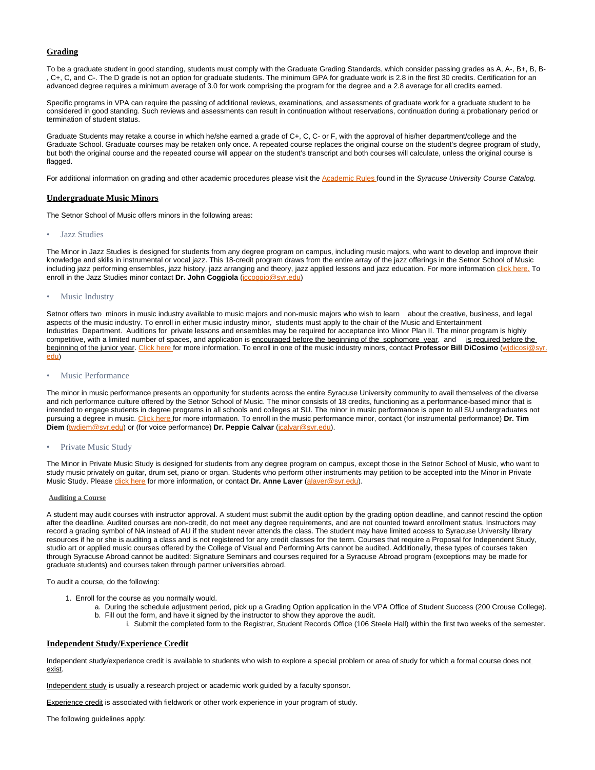## Grading

To be a graduate student in good standing, students must comply with the Graduate Grading Standards, which consider passing grades as A, A-, B+, B, B-, C+, C, and C-. The D grade is not an option for graduate students. The minimum GPA for graduate work is 2.8 in the first 30 credits. Certification for an advanced degree requires a minimum average of 3.0 for work comprising the program for the degree and a 2.8 average for all credits earned.

Specific programs in VPA can require the passing of additional reviews, examinations, and assessments of graduate work for a graduate student to be considered in good standing. Such reviews and assessments can result in continuation without reservations, continuation during a probationary period or termination of student status.

Graduate Students may retake a course in which he/she earned a grade of C+, C, C- or F, with the approval of his/her department/college and the Graduate School. Graduate courses may be retaken only once. A repeated course replaces the original course on the student's degree program of study, but both the original course and the repeated course will appear on the student's transcript and both courses will calculate, unless the original course is flagged.

For additional information on grading and other academic procedures please visit the Academic Rules found in the *Syracuse University Course Catalog.*

## Undergraduate Music Minors

The Setnor School of Music offers minors in the following areas:

- Jazz Studies

The Minor in Jazz Studies is designed for students from any degree program on campus, including music majors, who want to develop and improve their knowledge and skills in instrumental or vocal jazz. This 18-credit program draws from the entire array of the jazz offerings in the Setnor School of Music including jazz performing ensembles, jazz history, jazz arranging and theory, jazz applied lessons and jazz education. For more information click here. To enroll in the Jazz Studies minor contact **Dr. John Coggiola** (jccoggio@syr.edu)

- Music Industry

Setnor offers two minors in music industry available to music majors and non-music majors who wish to learn about the creative, business, and legal aspects of the music industry. To enroll in either music industry minor, students must apply to the chair of the Music and Entertainment Industries Department. Auditions for private lessons and ensembles may be required for acceptance into Minor Plan II. The minor program is highly competitive, with a limited number of spaces, and application is encouraged before the beginning of the sophomore year, and is required before the beginning of the junior year. Click here for more information. To enroll in one of the music industry minors, contact **Professor Bill DiCosimo** (wjdicosi@syr.edu)

- Music Performance

The minor in music performance presents an opportunity for students across the entire Syracuse University community to avail themselves of the diverse and rich performance culture offered by the Setnor School of Music. The minor consists of 18 credits, functioning as a performance-based minor that is intended to engage students in degree programs in all schools and colleges at SU. The minor in music performance is open to all SU undergraduates not pursuing a degree in music. Click here for more information. To enroll in the music performance minor, contact (for instrumental performance) **Dr. Tim Diem** (twdiem@syr.edu) or (for voice performance) **Dr. Peppie Calvar** (jcalvar@syr.edu).

- Private Music Study

The Minor in Private Music Study is designed for students from any degree program on campus, except those in the Setnor School of Music, who want to study music privately on guitar, drum set, piano or organ. Students who perform other instruments may petition to be accepted into the Minor in Private Music Study. Please click here for more information, or contact **Dr. Anne Laver** (alaver@syr.edu).

#### Auditing a Course

A student may audit courses with instructor approval. A student must submit the audit option by the grading option deadline, and cannot rescind the option after the deadline. Audited courses are non-credit, do not meet any degree requirements, and are not counted toward enrollment status. Instructors may record a grading symbol of NA instead of AU if the student never attends the class. The student may have limited access to Syracuse University library resources if he or she is auditing a class and is not registered for any credit classes for the term. Courses that require a Proposal for Independent Study, studio art or applied music courses offered by the College of Visual and Performing Arts cannot be audited. Additionally, these types of courses taken through Syracuse Abroad cannot be audited: Signature Seminars and courses required for a Syracuse Abroad program (exceptions may be made for graduate students) and courses taken through partner universities abroad.

To audit a course, do the following:

1. Enroll for the course as you normally would.
    a. During the schedule adjustment period, pick up a Grading Option application in the VPA Office of Student Success (200 Crouse College).
    b. Fill out the form, and have it signed by the instructor to show they approve the audit.
        i. Submit the completed form to the Registrar, Student Records Office (106 Steele Hall) within the first two weeks of the semester.

## Independent Study/Experience Credit

Independent study/experience credit is available to students who wish to explore a special problem or area of study for which a formal course does not exist.

Independent study is usually a research project or academic work guided by a faculty sponsor.

Experience credit is associated with fieldwork or other work experience in your program of study.

The following guidelines apply: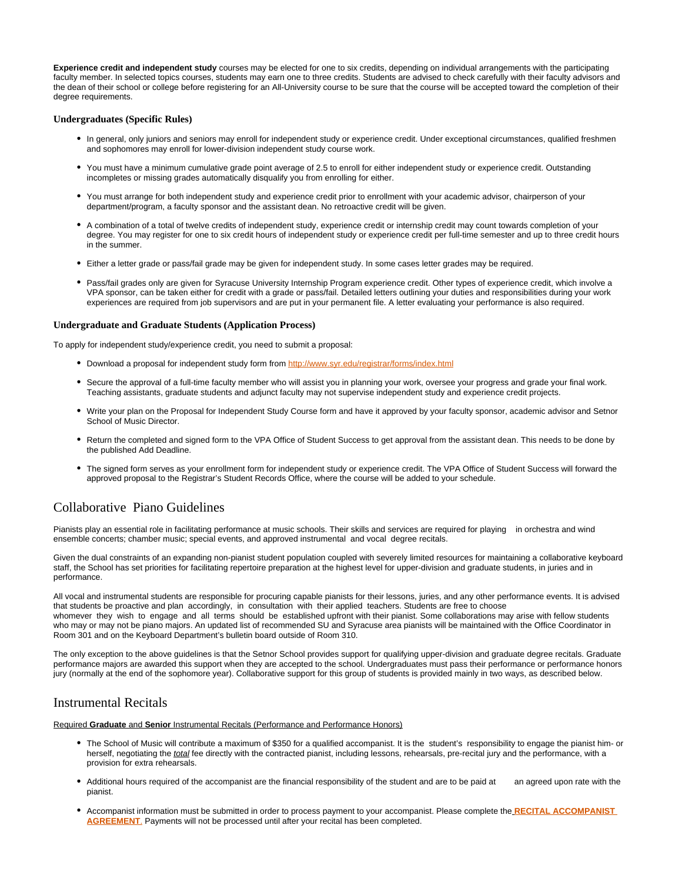**Experience credit and independent study** courses may be elected for one to six credits, depending on individual arrangements with the participating faculty member. In selected topics courses, students may earn one to three credits. Students are advised to check carefully with their faculty advisors and the dean of their school or college before registering for an All-University course to be sure that the course will be accepted toward the completion of their degree requirements.

### Undergraduates (Specific Rules)

- In general, only juniors and seniors may enroll for independent study or experience credit. Under exceptional circumstances, qualified freshmen and sophomores may enroll for lower-division independent study course work.
- You must have a minimum cumulative grade point average of 2.5 to enroll for either independent study or experience credit. Outstanding incompletes or missing grades automatically disqualify you from enrolling for either.
- You must arrange for both independent study and experience credit prior to enrollment with your academic advisor, chairperson of your department/program, a faculty sponsor and the assistant dean. No retroactive credit will be given.
- A combination of a total of twelve credits of independent study, experience credit or internship credit may count towards completion of your degree. You may register for one to six credit hours of independent study or experience credit per full-time semester and up to three credit hours in the summer.
- Either a letter grade or pass/fail grade may be given for independent study. In some cases letter grades may be required.
- Pass/fail grades only are given for Syracuse University Internship Program experience credit. Other types of experience credit, which involve a VPA sponsor, can be taken either for credit with a grade or pass/fail. Detailed letters outlining your duties and responsibilities during your work experiences are required from job supervisors and are put in your permanent file. A letter evaluating your performance is also required.

### Undergraduate and Graduate Students (Application Process)

To apply for independent study/experience credit, you need to submit a proposal:

- Download a proposal for independent study form from http://www.syr.edu/registrar/forms/index.html
- Secure the approval of a full-time faculty member who will assist you in planning your work, oversee your progress and grade your final work. Teaching assistants, graduate students and adjunct faculty may not supervise independent study and experience credit projects.
- Write your plan on the Proposal for Independent Study Course form and have it approved by your faculty sponsor, academic advisor and Setnor School of Music Director.
- Return the completed and signed form to the VPA Office of Student Success to get approval from the assistant dean. This needs to be done by the published Add Deadline.
- The signed form serves as your enrollment form for independent study or experience credit. The VPA Office of Student Success will forward the approved proposal to the Registrar's Student Records Office, where the course will be added to your schedule.

## Collaborative Piano Guidelines

Pianists play an essential role in facilitating performance at music schools. Their skills and services are required for playing in orchestra and wind ensemble concerts; chamber music; special events, and approved instrumental and vocal degree recitals.

Given the dual constraints of an expanding non-pianist student population coupled with severely limited resources for maintaining a collaborative keyboard staff, the School has set priorities for facilitating repertoire preparation at the highest level for upper-division and graduate students, in juries and in performance.

All vocal and instrumental students are responsible for procuring capable pianists for their lessons, juries, and any other performance events. It is advised that students be proactive and plan accordingly, in consultation with their applied teachers. Students are free to choose whomever they wish to engage and all terms should be established upfront with their pianist. Some collaborations may arise with fellow students who may or may not be piano majors. An updated list of recommended SU and Syracuse area pianists will be maintained with the Office Coordinator in Room 301 and on the Keyboard Department's bulletin board outside of Room 310.

The only exception to the above guidelines is that the Setnor School provides support for qualifying upper-division and graduate degree recitals. Graduate performance majors are awarded this support when they are accepted to the school. Undergraduates must pass their performance or performance honors jury (normally at the end of the sophomore year). Collaborative support for this group of students is provided mainly in two ways, as described below.

## Instrumental Recitals

Required **Graduate** and **Senior** Instrumental Recitals (Performance and Performance Honors)

- The School of Music will contribute a maximum of $350 for a qualified accompanist. It is the student's responsibility to engage the pianist him- or herself, negotiating the *total* fee directly with the contracted pianist, including lessons, rehearsals, pre-recital jury and the performance, with a provision for extra rehearsals.
- Additional hours required of the accompanist are the financial responsibility of the student and are to be paid at an agreed upon rate with the pianist.
- Accompanist information must be submitted in order to process payment to your accompanist. Please complete the **RECITAL ACCOMPANIST AGREEMENT**. Payments will not be processed until after your recital has been completed.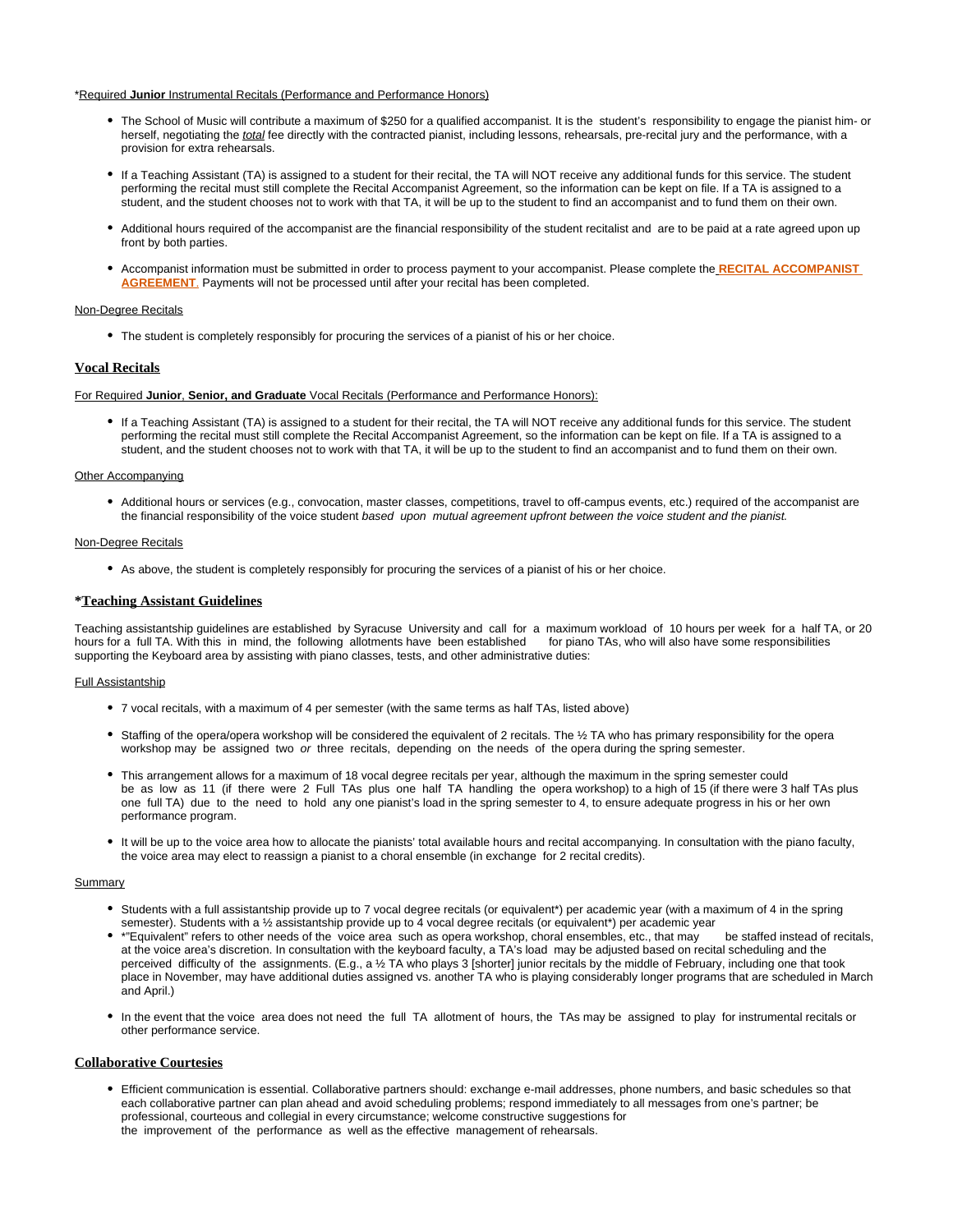*Required **Junior** Instrumental Recitals (Performance and Performance Honors)

- The School of Music will contribute a maximum of $250 for a qualified accompanist. It is the student's responsibility to engage the pianist him- or herself, negotiating the *total* fee directly with the contracted pianist, including lessons, rehearsals, pre-recital jury and the performance, with a provision for extra rehearsals.
- If a Teaching Assistant (TA) is assigned to a student for their recital, the TA will NOT receive any additional funds for this service. The student performing the recital must still complete the Recital Accompanist Agreement, so the information can be kept on file. If a TA is assigned to a student, and the student chooses not to work with that TA, it will be up to the student to find an accompanist and to fund them on their own.
- Additional hours required of the accompanist are the financial responsibility of the student recitalist and are to be paid at a rate agreed upon up front by both parties.
- Accompanist information must be submitted in order to process payment to your accompanist. Please complete the **RECITAL ACCOMPANIST AGREEMENT**. Payments will not be processed until after your recital has been completed.

Non-Degree Recitals

- The student is completely responsibly for procuring the services of a pianist of his or her choice.

## Vocal Recitals

For Required **Junior**, **Senior, and Graduate** Vocal Recitals (Performance and Performance Honors):

- If a Teaching Assistant (TA) is assigned to a student for their recital, the TA will NOT receive any additional funds for this service. The student performing the recital must still complete the Recital Accompanist Agreement, so the information can be kept on file. If a TA is assigned to a student, and the student chooses not to work with that TA, it will be up to the student to find an accompanist and to fund them on their own.

Other Accompanying

- Additional hours or services (e.g., convocation, master classes, competitions, travel to off-campus events, etc.) required of the accompanist are the financial responsibility of the voice student *based upon mutual agreement upfront between the voice student and the pianist.*

Non-Degree Recitals

- As above, the student is completely responsibly for procuring the services of a pianist of his or her choice.

## *Teaching Assistant Guidelines

Teaching assistantship guidelines are established by Syracuse University and call for a maximum workload of 10 hours per week for a half TA, or 20 hours for a full TA. With this in mind, the following allotments have been established for piano TAs, who will also have some responsibilities supporting the Keyboard area by assisting with piano classes, tests, and other administrative duties:

Full Assistantship

- 7 vocal recitals, with a maximum of 4 per semester (with the same terms as half TAs, listed above)
- Staffing of the opera/opera workshop will be considered the equivalent of 2 recitals. The ½ TA who has primary responsibility for the opera workshop may be assigned two *or* three recitals, depending on the needs of the opera during the spring semester.
- This arrangement allows for a maximum of 18 vocal degree recitals per year, although the maximum in the spring semester could be as low as 11 (if there were 2 Full TAs plus one half TA handling the opera workshop) to a high of 15 (if there were 3 half TAs plus one full TA) due to the need to hold any one pianist's load in the spring semester to 4, to ensure adequate progress in his or her own performance program.
- It will be up to the voice area how to allocate the pianists' total available hours and recital accompanying. In consultation with the piano faculty, the voice area may elect to reassign a pianist to a choral ensemble (in exchange for 2 recital credits).

Summary

- Students with a full assistantship provide up to 7 vocal degree recitals (or equivalent*) per academic year (with a maximum of 4 in the spring semester). Students with a ½ assistantship provide up to 4 vocal degree recitals (or equivalent*) per academic year
- *"Equivalent" refers to other needs of the voice area such as opera workshop, choral ensembles, etc., that may be staffed instead of recitals, at the voice area's discretion. In consultation with the keyboard faculty, a TA's load may be adjusted based on recital scheduling and the perceived difficulty of the assignments. (E.g., a ½ TA who plays 3 [shorter] junior recitals by the middle of February, including one that took place in November, may have additional duties assigned vs. another TA who is playing considerably longer programs that are scheduled in March and April.)
- In the event that the voice area does not need the full TA allotment of hours, the TAs may be assigned to play for instrumental recitals or other performance service.

## Collaborative Courtesies

- Efficient communication is essential. Collaborative partners should: exchange e-mail addresses, phone numbers, and basic schedules so that each collaborative partner can plan ahead and avoid scheduling problems; respond immediately to all messages from one's partner; be professional, courteous and collegial in every circumstance; welcome constructive suggestions for the improvement of the performance as well as the effective management of rehearsals.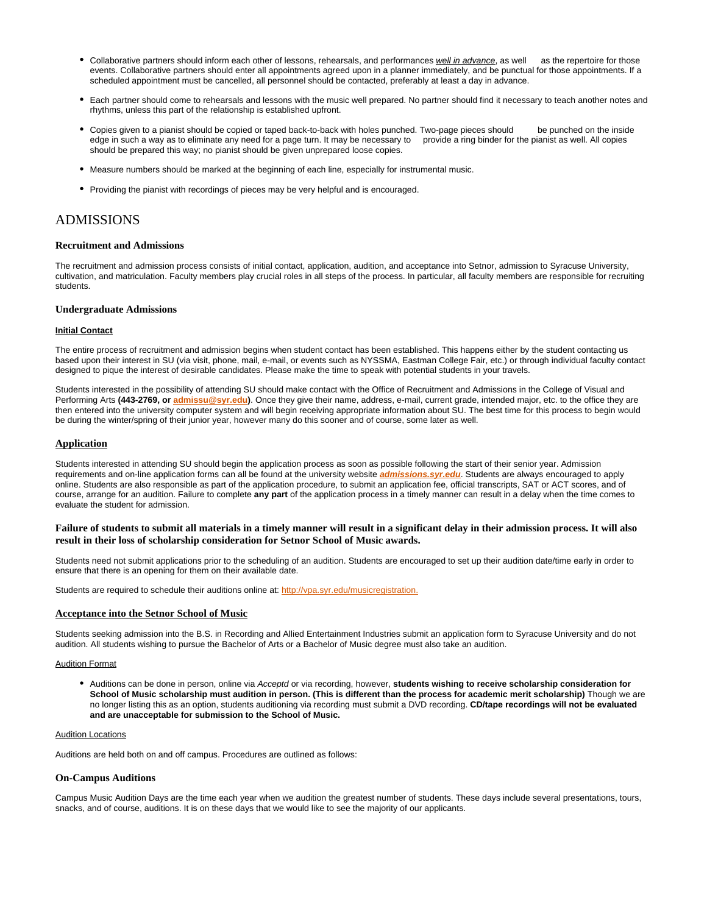- Collaborative partners should inform each other of lessons, rehearsals, and performances *well in advance*, as well as the repertoire for those events. Collaborative partners should enter all appointments agreed upon in a planner immediately, and be punctual for those appointments. If a scheduled appointment must be cancelled, all personnel should be contacted, preferably at least a day in advance.
- Each partner should come to rehearsals and lessons with the music well prepared. No partner should find it necessary to teach another notes and rhythms, unless this part of the relationship is established upfront.
- Copies given to a pianist should be copied or taped back-to-back with holes punched. Two-page pieces should be punched on the inside edge in such a way as to eliminate any need for a page turn. It may be necessary to provide a ring binder for the pianist as well. All copies should be prepared this way; no pianist should be given unprepared loose copies.
- Measure numbers should be marked at the beginning of each line, especially for instrumental music.
- Providing the pianist with recordings of pieces may be very helpful and is encouraged.

# ADMISSIONS

### Recruitment and Admissions

The recruitment and admission process consists of initial contact, application, audition, and acceptance into Setnor, admission to Syracuse University, cultivation, and matriculation. Faculty members play crucial roles in all steps of the process. In particular, all faculty members are responsible for recruiting students.

### Undergraduate Admissions

**Initial Contact**

The entire process of recruitment and admission begins when student contact has been established. This happens either by the student contacting us based upon their interest in SU (via visit, phone, mail, e-mail, or events such as NYSSMA, Eastman College Fair, etc.) or through individual faculty contact designed to pique the interest of desirable candidates. Please make the time to speak with potential students in your travels.

Students interested in the possibility of attending SU should make contact with the Office of Recruitment and Admissions in the College of Visual and Performing Arts **(443-2769, or admissu@syr.edu)**. Once they give their name, address, e-mail, current grade, intended major, etc. to the office they are then entered into the university computer system and will begin receiving appropriate information about SU. The best time for this process to begin would be during the winter/spring of their junior year, however many do this sooner and of course, some later as well.

### Application

Students interested in attending SU should begin the application process as soon as possible following the start of their senior year. Admission requirements and on-line application forms can all be found at the university website ***admissions.syr.edu***. Students are always encouraged to apply online. Students are also responsible as part of the application procedure, to submit an application fee, official transcripts, SAT or ACT scores, and of course, arrange for an audition. Failure to complete **any part** of the application process in a timely manner can result in a delay when the time comes to evaluate the student for admission.

**Failure of students to submit all materials in a timely manner will result in a significant delay in their admission process. It will also result in their loss of scholarship consideration for Setnor School of Music awards.**

Students need not submit applications prior to the scheduling of an audition. Students are encouraged to set up their audition date/time early in order to ensure that there is an opening for them on their available date.

Students are required to schedule their auditions online at: http://vpa.syr.edu/musicregistration.

### Acceptance into the Setnor School of Music

Students seeking admission into the B.S. in Recording and Allied Entertainment Industries submit an application form to Syracuse University and do not audition. All students wishing to pursue the Bachelor of Arts or a Bachelor of Music degree must also take an audition.

Audition Format

- Auditions can be done in person, online via *Acceptd* or via recording, however, **students wishing to receive scholarship consideration for School of Music scholarship must audition in person. (This is different than the process for academic merit scholarship)** Though we are no longer listing this as an option, students auditioning via recording must submit a DVD recording. **CD/tape recordings will not be evaluated and are unacceptable for submission to the School of Music.**

Audition Locations

Auditions are held both on and off campus. Procedures are outlined as follows:

### On-Campus Auditions

Campus Music Audition Days are the time each year when we audition the greatest number of students. These days include several presentations, tours, snacks, and of course, auditions. It is on these days that we would like to see the majority of our applicants.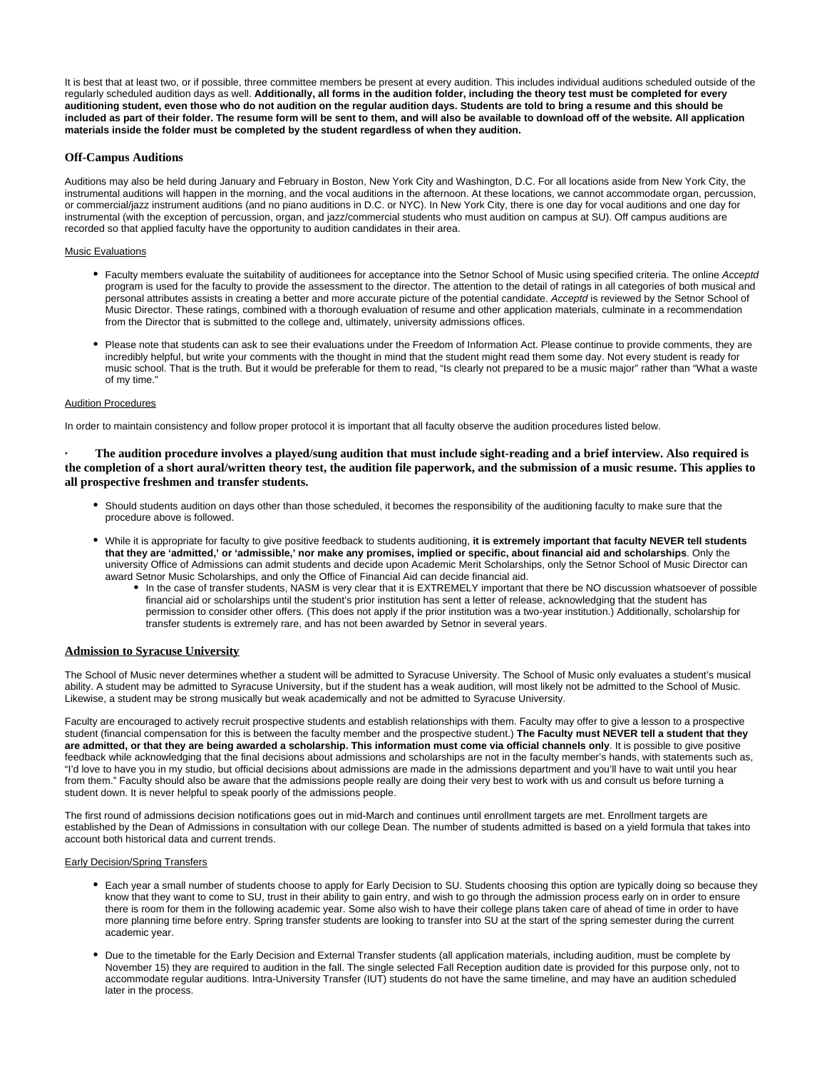It is best that at least two, or if possible, three committee members be present at every audition. This includes individual auditions scheduled outside of the regularly scheduled audition days as well. **Additionally, all forms in the audition folder, including the theory test must be completed for every auditioning student, even those who do not audition on the regular audition days. Students are told to bring a resume and this should be included as part of their folder. The resume form will be sent to them, and will also be available to download off of the website. All application materials inside the folder must be completed by the student regardless of when they audition.**

### Off-Campus Auditions

Auditions may also be held during January and February in Boston, New York City and Washington, D.C. For all locations aside from New York City, the instrumental auditions will happen in the morning, and the vocal auditions in the afternoon. At these locations, we cannot accommodate organ, percussion, or commercial/jazz instrument auditions (and no piano auditions in D.C. or NYC). In New York City, there is one day for vocal auditions and one day for instrumental (with the exception of percussion, organ, and jazz/commercial students who must audition on campus at SU). Off campus auditions are recorded so that applied faculty have the opportunity to audition candidates in their area.

Music Evaluations

- Faculty members evaluate the suitability of auditionees for acceptance into the Setnor School of Music using specified criteria. The online *Acceptd* program is used for the faculty to provide the assessment to the director. The attention to the detail of ratings in all categories of both musical and personal attributes assists in creating a better and more accurate picture of the potential candidate. *Acceptd* is reviewed by the Setnor School of Music Director. These ratings, combined with a thorough evaluation of resume and other application materials, culminate in a recommendation from the Director that is submitted to the college and, ultimately, university admissions offices.
- Please note that students can ask to see their evaluations under the Freedom of Information Act. Please continue to provide comments, they are incredibly helpful, but write your comments with the thought in mind that the student might read them some day. Not every student is ready for music school. That is the truth. But it would be preferable for them to read, "Is clearly not prepared to be a music major" rather than "What a waste of my time."

Audition Procedures

In order to maintain consistency and follow proper protocol it is important that all faculty observe the audition procedures listed below.

- **The audition procedure involves a played/sung audition that must include sight-reading and a brief interview. Also required is the completion of a short aural/written theory test, the audition file paperwork, and the submission of a music resume. This applies to all prospective freshmen and transfer students.**

- Should students audition on days other than those scheduled, it becomes the responsibility of the auditioning faculty to make sure that the procedure above is followed.
- While it is appropriate for faculty to give positive feedback to students auditioning, **it is extremely important that faculty NEVER tell students that they are 'admitted,' or 'admissible,' nor make any promises, implied or specific, about financial aid and scholarships**. Only the university Office of Admissions can admit students and decide upon Academic Merit Scholarships, only the Setnor School of Music Director can award Setnor Music Scholarships, and only the Office of Financial Aid can decide financial aid.
  - In the case of transfer students, NASM is very clear that it is EXTREMELY important that there be NO discussion whatsoever of possible financial aid or scholarships until the student's prior institution has sent a letter of release, acknowledging that the student has permission to consider other offers. (This does not apply if the prior institution was a two-year institution.) Additionally, scholarship for transfer students is extremely rare, and has not been awarded by Setnor in several years.

### Admission to Syracuse University

The School of Music never determines whether a student will be admitted to Syracuse University. The School of Music only evaluates a student's musical ability. A student may be admitted to Syracuse University, but if the student has a weak audition, will most likely not be admitted to the School of Music. Likewise, a student may be strong musically but weak academically and not be admitted to Syracuse University.

Faculty are encouraged to actively recruit prospective students and establish relationships with them. Faculty may offer to give a lesson to a prospective student (financial compensation for this is between the faculty member and the prospective student.) **The Faculty must NEVER tell a student that they are admitted, or that they are being awarded a scholarship. This information must come via official channels only**. It is possible to give positive feedback while acknowledging that the final decisions about admissions and scholarships are not in the faculty member's hands, with statements such as, "I'd love to have you in my studio, but official decisions about admissions are made in the admissions department and you'll have to wait until you hear from them." Faculty should also be aware that the admissions people really are doing their very best to work with us and consult us before turning a student down. It is never helpful to speak poorly of the admissions people.

The first round of admissions decision notifications goes out in mid-March and continues until enrollment targets are met. Enrollment targets are established by the Dean of Admissions in consultation with our college Dean. The number of students admitted is based on a yield formula that takes into account both historical data and current trends.

Early Decision/Spring Transfers

- Each year a small number of students choose to apply for Early Decision to SU. Students choosing this option are typically doing so because they know that they want to come to SU, trust in their ability to gain entry, and wish to go through the admission process early on in order to ensure there is room for them in the following academic year. Some also wish to have their college plans taken care of ahead of time in order to have more planning time before entry. Spring transfer students are looking to transfer into SU at the start of the spring semester during the current academic year.
- Due to the timetable for the Early Decision and External Transfer students (all application materials, including audition, must be complete by November 15) they are required to audition in the fall. The single selected Fall Reception audition date is provided for this purpose only, not to accommodate regular auditions. Intra-University Transfer (IUT) students do not have the same timeline, and may have an audition scheduled later in the process.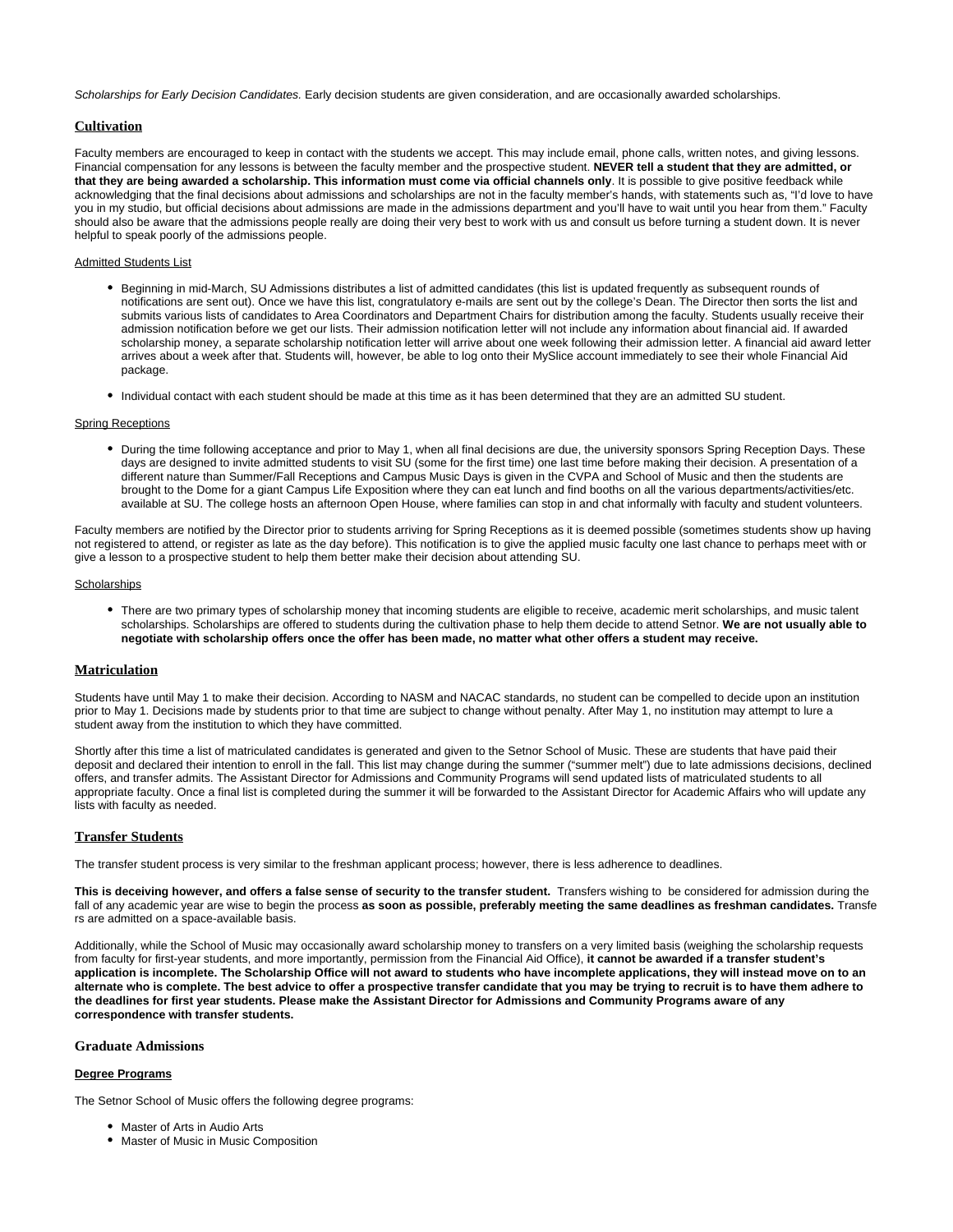*Scholarships for Early Decision Candidates.* Early decision students are given consideration, and are occasionally awarded scholarships.

## Cultivation

Faculty members are encouraged to keep in contact with the students we accept. This may include email, phone calls, written notes, and giving lessons. Financial compensation for any lessons is between the faculty member and the prospective student. **NEVER tell a student that they are admitted, or that they are being awarded a scholarship. This information must come via official channels only**. It is possible to give positive feedback while acknowledging that the final decisions about admissions and scholarships are not in the faculty member's hands, with statements such as, "I'd love to have you in my studio, but official decisions about admissions are made in the admissions department and you'll have to wait until you hear from them." Faculty should also be aware that the admissions people really are doing their very best to work with us and consult us before turning a student down. It is never helpful to speak poorly of the admissions people.

Admitted Students List

- Beginning in mid-March, SU Admissions distributes a list of admitted candidates (this list is updated frequently as subsequent rounds of notifications are sent out). Once we have this list, congratulatory e-mails are sent out by the college's Dean. The Director then sorts the list and submits various lists of candidates to Area Coordinators and Department Chairs for distribution among the faculty. Students usually receive their admission notification before we get our lists. Their admission notification letter will not include any information about financial aid. If awarded scholarship money, a separate scholarship notification letter will arrive about one week following their admission letter. A financial aid award letter arrives about a week after that. Students will, however, be able to log onto their MySlice account immediately to see their whole Financial Aid package.

- Individual contact with each student should be made at this time as it has been determined that they are an admitted SU student.

Spring Receptions

- During the time following acceptance and prior to May 1, when all final decisions are due, the university sponsors Spring Reception Days. These days are designed to invite admitted students to visit SU (some for the first time) one last time before making their decision. A presentation of a different nature than Summer/Fall Receptions and Campus Music Days is given in the CVPA and School of Music and then the students are brought to the Dome for a giant Campus Life Exposition where they can eat lunch and find booths on all the various departments/activities/etc. available at SU. The college hosts an afternoon Open House, where families can stop in and chat informally with faculty and student volunteers.

Faculty members are notified by the Director prior to students arriving for Spring Receptions as it is deemed possible (sometimes students show up having not registered to attend, or register as late as the day before). This notification is to give the applied music faculty one last chance to perhaps meet with or give a lesson to a prospective student to help them better make their decision about attending SU.

Scholarships

- There are two primary types of scholarship money that incoming students are eligible to receive, academic merit scholarships, and music talent scholarships. Scholarships are offered to students during the cultivation phase to help them decide to attend Setnor. **We are not usually able to negotiate with scholarship offers once the offer has been made, no matter what other offers a student may receive.**

## Matriculation

Students have until May 1 to make their decision. According to NASM and NACAC standards, no student can be compelled to decide upon an institution prior to May 1. Decisions made by students prior to that time are subject to change without penalty. After May 1, no institution may attempt to lure a student away from the institution to which they have committed.

Shortly after this time a list of matriculated candidates is generated and given to the Setnor School of Music. These are students that have paid their deposit and declared their intention to enroll in the fall. This list may change during the summer ("summer melt") due to late admissions decisions, declined offers, and transfer admits. The Assistant Director for Admissions and Community Programs will send updated lists of matriculated students to all appropriate faculty. Once a final list is completed during the summer it will be forwarded to the Assistant Director for Academic Affairs who will update any lists with faculty as needed.

## Transfer Students

The transfer student process is very similar to the freshman applicant process; however, there is less adherence to deadlines.

**This is deceiving however, and offers a false sense of security to the transfer student.** Transfers wishing to be considered for admission during the fall of any academic year are wise to begin the process **as soon as possible, preferably meeting the same deadlines as freshman candidates.** Transfers are admitted on a space-available basis.

Additionally, while the School of Music may occasionally award scholarship money to transfers on a very limited basis (weighing the scholarship requests from faculty for first-year students, and more importantly, permission from the Financial Aid Office), **it cannot be awarded if a transfer student's application is incomplete. The Scholarship Office will not award to students who have incomplete applications, they will instead move on to an alternate who is complete. The best advice to offer a prospective transfer candidate that you may be trying to recruit is to have them adhere to the deadlines for first year students. Please make the Assistant Director for Admissions and Community Programs aware of any correspondence with transfer students.**

### Graduate Admissions

**Degree Programs**

The Setnor School of Music offers the following degree programs:

- Master of Arts in Audio Arts
- Master of Music in Music Composition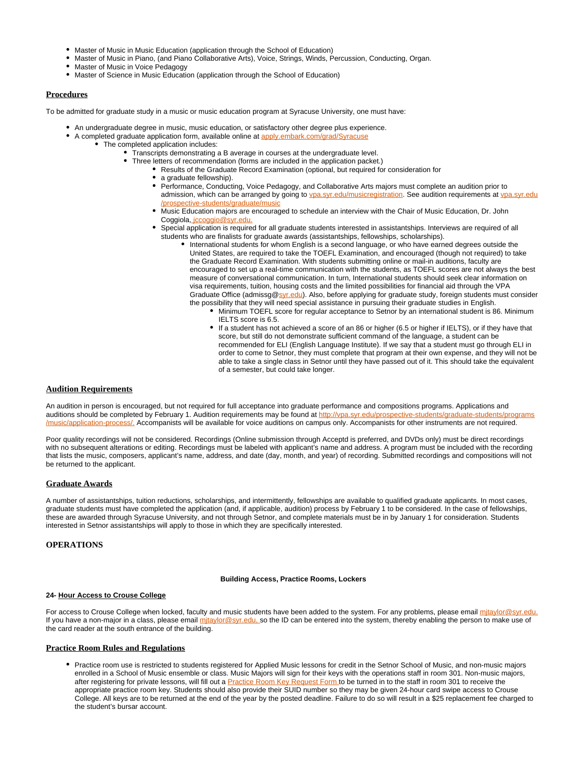- Master of Music in Music Education (application through the School of Education)
- Master of Music in Piano, (and Piano Collaborative Arts), Voice, Strings, Winds, Percussion, Conducting, Organ.
- Master of Music in Voice Pedagogy
- Master of Science in Music Education (application through the School of Education)

## Procedures

To be admitted for graduate study in a music or music education program at Syracuse University, one must have:

- An undergraduate degree in music, music education, or satisfactory other degree plus experience.
- A completed graduate application form, available online at apply.embark.com/grad/Syracuse
    - The completed application includes:
        - Transcripts demonstrating a B average in courses at the undergraduate level.
        - Three letters of recommendation (forms are included in the application packet.)
            - Results of the Graduate Record Examination (optional, but required for consideration for
            - a graduate fellowship).
            - Performance, Conducting, Voice Pedagogy, and Collaborative Arts majors must complete an audition prior to admission, which can be arranged by going to vpa.syr.edu/musicregistration. See audition requirements at vpa.syr.edu/prospective-students/graduate/music
            - Music Education majors are encouraged to schedule an interview with the Chair of Music Education, Dr. John Coggiola, jccoggio@syr.edu.
            - Special application is required for all graduate students interested in assistantships. Interviews are required of all students who are finalists for graduate awards (assistantships, fellowships, scholarships).
                - International students for whom English is a second language, or who have earned degrees outside the United States, are required to take the TOEFL Examination, and encouraged (though not required) to take the Graduate Record Examination. With students submitting online or mail-in auditions, faculty are encouraged to set up a real-time communication with the students, as TOEFL scores are not always the best measure of conversational communication. In turn, International students should seek clear information on visa requirements, tuition, housing costs and the limited possibilities for financial aid through the VPA Graduate Office (admissg@syr.edu). Also, before applying for graduate study, foreign students must consider the possibility that they will need special assistance in pursuing their graduate studies in English.
                    - Minimum TOEFL score for regular acceptance to Setnor by an international student is 86. Minimum IELTS score is 6.5.
                    - If a student has not achieved a score of an 86 or higher (6.5 or higher if IELTS), or if they have that score, but still do not demonstrate sufficient command of the language, a student can be recommended for ELI (English Language Institute). If we say that a student must go through ELI in order to come to Setnor, they must complete that program at their own expense, and they will not be able to take a single class in Setnor until they have passed out of it. This should take the equivalent of a semester, but could take longer.

## Audition Requirements

An audition in person is encouraged, but not required for full acceptance into graduate performance and compositions programs. Applications and auditions should be completed by February 1. Audition requirements may be found at http://vpa.syr.edu/prospective-students/graduate-students/programs/music/application-process/. Accompanists will be available for voice auditions on campus only. Accompanists for other instruments are not required.

Poor quality recordings will not be considered. Recordings (Online submission through Acceptd is preferred, and DVDs only) must be direct recordings with no subsequent alterations or editing. Recordings must be labeled with applicant's name and address. A program must be included with the recording that lists the music, composers, applicant's name, address, and date (day, month, and year) of recording. Submitted recordings and compositions will not be returned to the applicant.

## Graduate Awards

A number of assistantships, tuition reductions, scholarships, and intermittently, fellowships are available to qualified graduate applicants. In most cases, graduate students must have completed the application (and, if applicable, audition) process by February 1 to be considered. In the case of fellowships, these are awarded through Syracuse University, and not through Setnor, and complete materials must be in by January 1 for consideration. Students interested in Setnor assistantships will apply to those in which they are specifically interested.

# OPERATIONS

### Building Access, Practice Rooms, Lockers

#### 24- Hour Access to Crouse College

For access to Crouse College when locked, faculty and music students have been added to the system. For any problems, please email mjtaylor@syr.edu. If you have a non-major in a class, please email mjtaylor@syr.edu, so the ID can be entered into the system, thereby enabling the person to make use of the card reader at the south entrance of the building.

## Practice Room Rules and Regulations

- Practice room use is restricted to students registered for Applied Music lessons for credit in the Setnor School of Music, and non-music majors enrolled in a School of Music ensemble or class. Music Majors will sign for their keys with the operations staff in room 301. Non-music majors, after registering for private lessons, will fill out a Practice Room Key Request Form to be turned in to the staff in room 301 to receive the appropriate practice room key. Students should also provide their SUID number so they may be given 24-hour card swipe access to Crouse College. All keys are to be returned at the end of the year by the posted deadline. Failure to do so will result in a $25 replacement fee charged to the student's bursar account.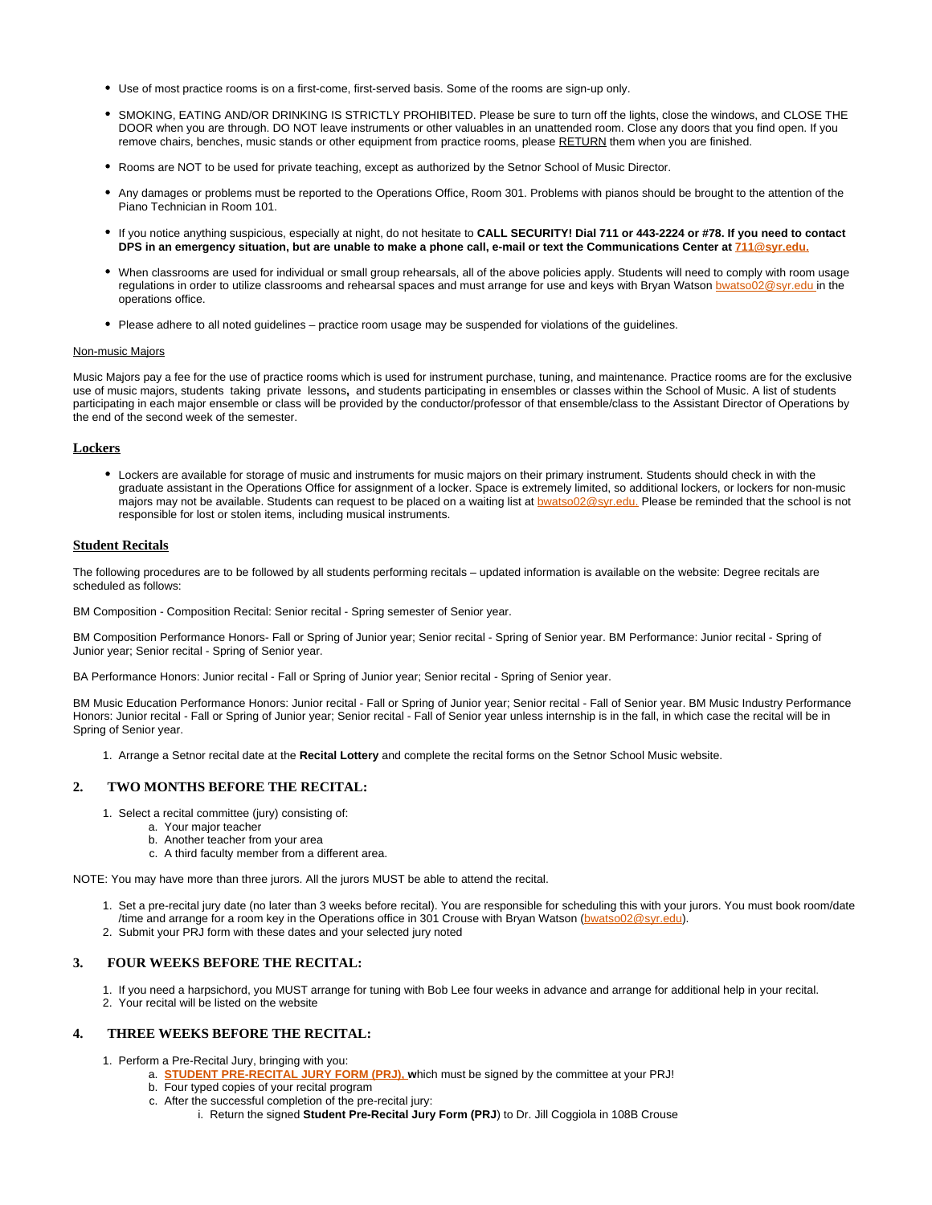- Use of most practice rooms is on a first-come, first-served basis. Some of the rooms are sign-up only.
- SMOKING, EATING AND/OR DRINKING IS STRICTLY PROHIBITED. Please be sure to turn off the lights, close the windows, and CLOSE THE DOOR when you are through. DO NOT leave instruments or other valuables in an unattended room. Close any doors that you find open. If you remove chairs, benches, music stands or other equipment from practice rooms, please RETURN them when you are finished.
- Rooms are NOT to be used for private teaching, except as authorized by the Setnor School of Music Director.
- Any damages or problems must be reported to the Operations Office, Room 301. Problems with pianos should be brought to the attention of the Piano Technician in Room 101.
- If you notice anything suspicious, especially at night, do not hesitate to **CALL SECURITY! Dial 711 or 443-2224 or #78. If you need to contact DPS in an emergency situation, but are unable to make a phone call, e-mail or text the Communications Center at 711@syr.edu.**
- When classrooms are used for individual or small group rehearsals, all of the above policies apply. Students will need to comply with room usage regulations in order to utilize classrooms and rehearsal spaces and must arrange for use and keys with Bryan Watson bwatso02@syr.edu in the operations office.
- Please adhere to all noted guidelines – practice room usage may be suspended for violations of the guidelines.

Non-music Majors

Music Majors pay a fee for the use of practice rooms which is used for instrument purchase, tuning, and maintenance. Practice rooms are for the exclusive use of music majors, students taking private lessons**,** and students participating in ensembles or classes within the School of Music. A list of students participating in each major ensemble or class will be provided by the conductor/professor of that ensemble/class to the Assistant Director of Operations by the end of the second week of the semester.

## Lockers

- Lockers are available for storage of music and instruments for music majors on their primary instrument. Students should check in with the graduate assistant in the Operations Office for assignment of a locker. Space is extremely limited, so additional lockers, or lockers for non-music majors may not be available. Students can request to be placed on a waiting list at bwatso02@syr.edu. Please be reminded that the school is not responsible for lost or stolen items, including musical instruments.

## Student Recitals

The following procedures are to be followed by all students performing recitals – updated information is available on the website: Degree recitals are scheduled as follows:

BM Composition - Composition Recital: Senior recital - Spring semester of Senior year.

BM Composition Performance Honors- Fall or Spring of Junior year; Senior recital - Spring of Senior year. BM Performance: Junior recital - Spring of Junior year; Senior recital - Spring of Senior year.

BA Performance Honors: Junior recital - Fall or Spring of Junior year; Senior recital - Spring of Senior year.

BM Music Education Performance Honors: Junior recital - Fall or Spring of Junior year; Senior recital - Fall of Senior year. BM Music Industry Performance Honors: Junior recital - Fall or Spring of Junior year; Senior recital - Fall of Senior year unless internship is in the fall, in which case the recital will be in Spring of Senior year.

1. Arrange a Setnor recital date at the **Recital Lottery** and complete the recital forms on the Setnor School Music website.

### 2. TWO MONTHS BEFORE THE RECITAL:

1. Select a recital committee (jury) consisting of:
    a. Your major teacher
    b. Another teacher from your area
    c. A third faculty member from a different area.

NOTE: You may have more than three jurors. All the jurors MUST be able to attend the recital.

1. Set a pre-recital jury date (no later than 3 weeks before recital). You are responsible for scheduling this with your jurors. You must book room/date /time and arrange for a room key in the Operations office in 301 Crouse with Bryan Watson (bwatso02@syr.edu).
2. Submit your PRJ form with these dates and your selected jury noted

### 3. FOUR WEEKS BEFORE THE RECITAL:

1. If you need a harpsichord, you MUST arrange for tuning with Bob Lee four weeks in advance and arrange for additional help in your recital.
2. Your recital will be listed on the website

### 4. THREE WEEKS BEFORE THE RECITAL:

1. Perform a Pre-Recital Jury, bringing with you:
    a. **STUDENT PRE-RECITAL JURY FORM (PRJ).** which must be signed by the committee at your PRJ!
    b. Four typed copies of your recital program
    c. After the successful completion of the pre-recital jury:
        i. Return the signed **Student Pre-Recital Jury Form (PRJ**) to Dr. Jill Coggiola in 108B Crouse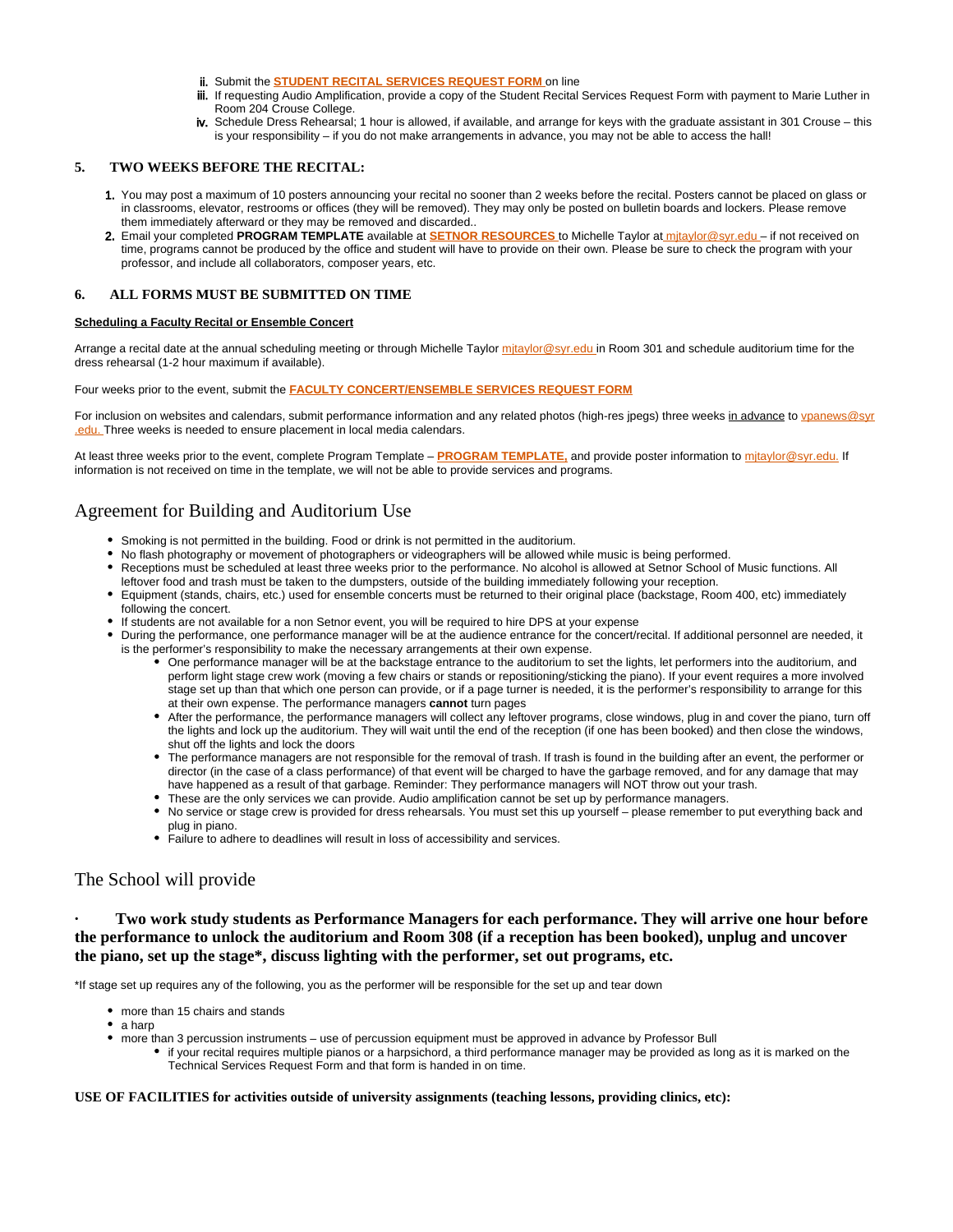ii. Submit the **STUDENT RECITAL SERVICES REQUEST FORM** on line
iii. If requesting Audio Amplification, provide a copy of the Student Recital Services Request Form with payment to Marie Luther in Room 204 Crouse College.
iv. Schedule Dress Rehearsal; 1 hour is allowed, if available, and arrange for keys with the graduate assistant in 301 Crouse – this is your responsibility – if you do not make arrangements in advance, you may not be able to access the hall!

### 5. TWO WEEKS BEFORE THE RECITAL:

1. You may post a maximum of 10 posters announcing your recital no sooner than 2 weeks before the recital. Posters cannot be placed on glass or in classrooms, elevator, restrooms or offices (they will be removed). They may only be posted on bulletin boards and lockers. Please remove them immediately afterward or they may be removed and discarded..
2. Email your completed **PROGRAM TEMPLATE** available at **SETNOR RESOURCES** to Michelle Taylor at mjtaylor@syr.edu – if not received on time, programs cannot be produced by the office and student will have to provide on their own. Please be sure to check the program with your professor, and include all collaborators, composer years, etc.

### 6. ALL FORMS MUST BE SUBMITTED ON TIME

**Scheduling a Faculty Recital or Ensemble Concert**

Arrange a recital date at the annual scheduling meeting or through Michelle Taylor mjtaylor@syr.edu in Room 301 and schedule auditorium time for the dress rehearsal (1-2 hour maximum if available).

Four weeks prior to the event, submit the **FACULTY CONCERT/ENSEMBLE SERVICES REQUEST FORM**

For inclusion on websites and calendars, submit performance information and any related photos (high-res jpegs) three weeks in advance to vpanews@syr.edu. Three weeks is needed to ensure placement in local media calendars.

At least three weeks prior to the event, complete Program Template – **PROGRAM TEMPLATE,** and provide poster information to mjtaylor@syr.edu. If information is not received on time in the template, we will not be able to provide services and programs.

## Agreement for Building and Auditorium Use

- Smoking is not permitted in the building. Food or drink is not permitted in the auditorium.
- No flash photography or movement of photographers or videographers will be allowed while music is being performed.
- Receptions must be scheduled at least three weeks prior to the performance. No alcohol is allowed at Setnor School of Music functions. All leftover food and trash must be taken to the dumpsters, outside of the building immediately following your reception.
- Equipment (stands, chairs, etc.) used for ensemble concerts must be returned to their original place (backstage, Room 400, etc) immediately following the concert.
- If students are not available for a non Setnor event, you will be required to hire DPS at your expense
- During the performance, one performance manager will be at the audience entrance for the concert/recital. If additional personnel are needed, it is the performer's responsibility to make the necessary arrangements at their own expense.
    - One performance manager will be at the backstage entrance to the auditorium to set the lights, let performers into the auditorium, and perform light stage crew work (moving a few chairs or stands or repositioning/sticking the piano). If your event requires a more involved stage set up than that which one person can provide, or if a page turner is needed, it is the performer's responsibility to arrange for this at their own expense. The performance managers **cannot** turn pages
    - After the performance, the performance managers will collect any leftover programs, close windows, plug in and cover the piano, turn off the lights and lock up the auditorium. They will wait until the end of the reception (if one has been booked) and then close the windows, shut off the lights and lock the doors
    - The performance managers are not responsible for the removal of trash. If trash is found in the building after an event, the performer or director (in the case of a class performance) of that event will be charged to have the garbage removed, and for any damage that may have happened as a result of that garbage. Reminder: They performance managers will NOT throw out your trash.
    - These are the only services we can provide. Audio amplification cannot be set up by performance managers.
    - No service or stage crew is provided for dress rehearsals. You must set this up yourself – please remember to put everything back and plug in piano.
    - Failure to adhere to deadlines will result in loss of accessibility and services.

## The School will provide

### · Two work study students as Performance Managers for each performance. They will arrive one hour before the performance to unlock the auditorium and Room 308 (if a reception has been booked), unplug and uncover the piano, set up the stage*, discuss lighting with the performer, set out programs, etc.

*If stage set up requires any of the following, you as the performer will be responsible for the set up and tear down

- more than 15 chairs and stands
- a harp
- more than 3 percussion instruments – use of percussion equipment must be approved in advance by Professor Bull
    - if your recital requires multiple pianos or a harpsichord, a third performance manager may be provided as long as it is marked on the Technical Services Request Form and that form is handed in on time.

**USE OF FACILITIES for activities outside of university assignments (teaching lessons, providing clinics, etc):**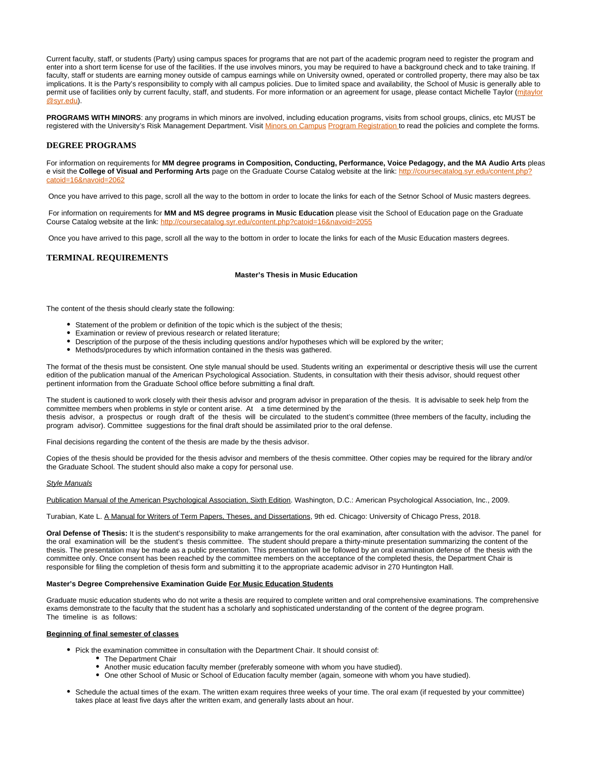Current faculty, staff, or students (Party) using campus spaces for programs that are not part of the academic program need to register the program and enter into a short term license for use of the facilities. If the use involves minors, you may be required to have a background check and to take training. If faculty, staff or students are earning money outside of campus earnings while on University owned, operated or controlled property, there may also be tax implications. It is the Party's responsibility to comply with all campus policies. Due to limited space and availability, the School of Music is generally able to permit use of facilities only by current faculty, staff, and students. For more information or an agreement for usage, please contact Michelle Taylor (mjtaylor@syr.edu).

**PROGRAMS WITH MINORS**: any programs in which minors are involved, including education programs, visits from school groups, clinics, etc MUST be registered with the University's Risk Management Department. Visit Minors on Campus Program Registration to read the policies and complete the forms.

## DEGREE PROGRAMS

For information on requirements for **MM degree programs in Composition, Conducting, Performance, Voice Pedagogy, and the MA Audio Arts** please visit the **College of Visual and Performing Arts** page on the Graduate Course Catalog website at the link: http://coursecatalog.syr.edu/content.php?catoid=16&navoid=2062

Once you have arrived to this page, scroll all the way to the bottom in order to locate the links for each of the Setnor School of Music masters degrees.

For information on requirements for **MM and MS degree programs in Music Education** please visit the School of Education page on the Graduate Course Catalog website at the link: http://coursecatalog.syr.edu/content.php?catoid=16&navoid=2055

Once you have arrived to this page, scroll all the way to the bottom in order to locate the links for each of the Music Education masters degrees.

## TERMINAL REQUIREMENTS

### Master's Thesis in Music Education

The content of the thesis should clearly state the following:

- Statement of the problem or definition of the topic which is the subject of the thesis;
- Examination or review of previous research or related literature;
- Description of the purpose of the thesis including questions and/or hypotheses which will be explored by the writer;
- Methods/procedures by which information contained in the thesis was gathered.

The format of the thesis must be consistent. One style manual should be used. Students writing an experimental or descriptive thesis will use the current edition of the publication manual of the American Psychological Association. Students, in consultation with their thesis advisor, should request other pertinent information from the Graduate School office before submitting a final draft.

The student is cautioned to work closely with their thesis advisor and program advisor in preparation of the thesis. It is advisable to seek help from the committee members when problems in style or content arise. At a time determined by the thesis advisor, a prospectus or rough draft of the thesis will be circulated to the student's committee (three members of the faculty, including the program advisor). Committee suggestions for the final draft should be assimilated prior to the oral defense.

Final decisions regarding the content of the thesis are made by the thesis advisor.

Copies of the thesis should be provided for the thesis advisor and members of the thesis committee. Other copies may be required for the library and/or the Graduate School. The student should also make a copy for personal use.

*Style Manuals*

Publication Manual of the American Psychological Association, Sixth Edition. Washington, D.C.: American Psychological Association, Inc., 2009.

Turabian, Kate L. A Manual for Writers of Term Papers, Theses, and Dissertations, 9th ed. Chicago: University of Chicago Press, 2018.

**Oral Defense of Thesis:** It is the student's responsibility to make arrangements for the oral examination, after consultation with the advisor. The panel for the oral examination will be the student's thesis committee. The student should prepare a thirty-minute presentation summarizing the content of the thesis. The presentation may be made as a public presentation. This presentation will be followed by an oral examination defense of the thesis with the committee only. Once consent has been reached by the committee members on the acceptance of the completed thesis, the Department Chair is responsible for filing the completion of thesis form and submitting it to the appropriate academic advisor in 270 Huntington Hall.

**Master's Degree Comprehensive Examination Guide For Music Education Students**

Graduate music education students who do not write a thesis are required to complete written and oral comprehensive examinations. The comprehensive exams demonstrate to the faculty that the student has a scholarly and sophisticated understanding of the content of the degree program. The timeline is as follows:

**Beginning of final semester of classes**

- Pick the examination committee in consultation with the Department Chair. It should consist of:
  - The Department Chair
  - Another music education faculty member (preferably someone with whom you have studied).
  - One other School of Music or School of Education faculty member (again, someone with whom you have studied).

- Schedule the actual times of the exam. The written exam requires three weeks of your time. The oral exam (if requested by your committee) takes place at least five days after the written exam, and generally lasts about an hour.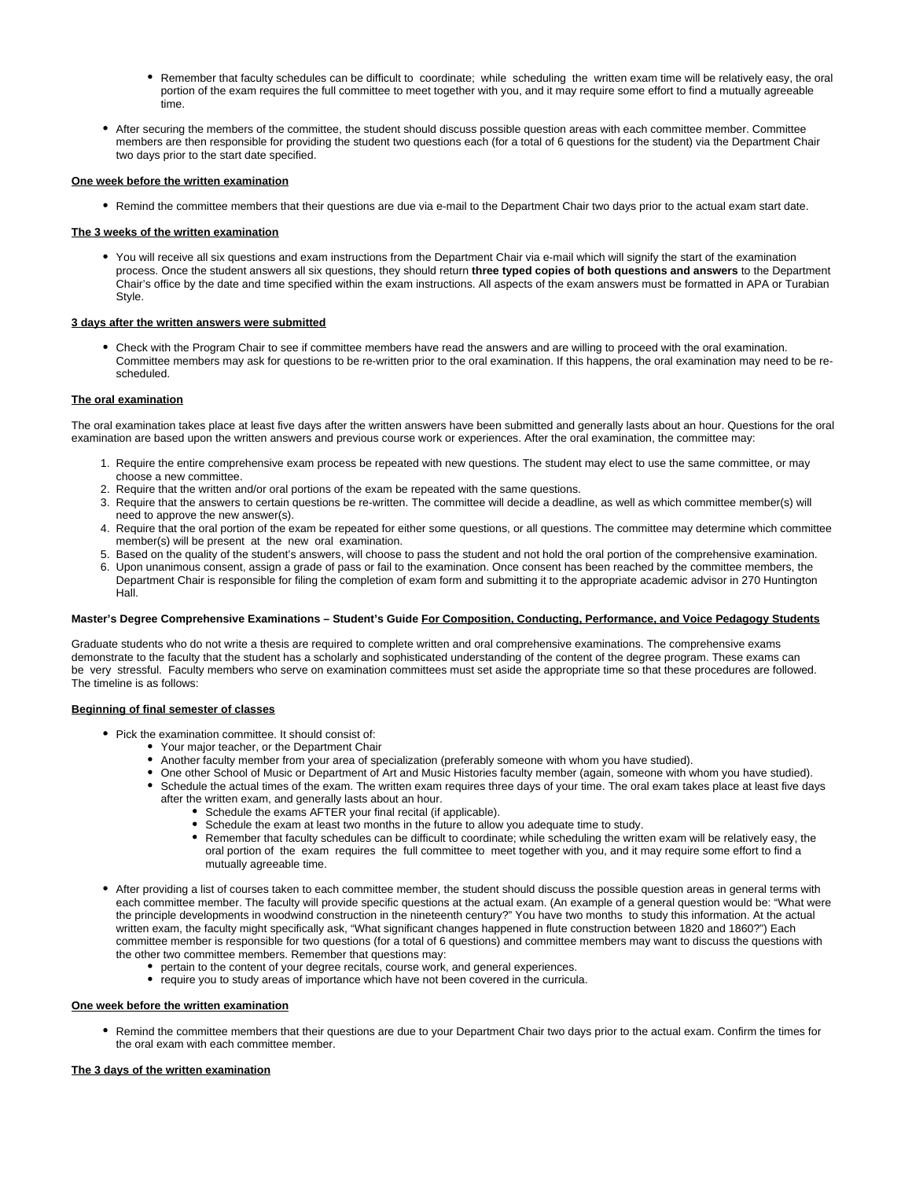- Remember that faculty schedules can be difficult to coordinate; while scheduling the written exam time will be relatively easy, the oral portion of the exam requires the full committee to meet together with you, and it may require some effort to find a mutually agreeable time.

- After securing the members of the committee, the student should discuss possible question areas with each committee member. Committee members are then responsible for providing the student two questions each (for a total of 6 questions for the student) via the Department Chair two days prior to the start date specified.

**One week before the written examination**

- Remind the committee members that their questions are due via e-mail to the Department Chair two days prior to the actual exam start date.

**The 3 weeks of the written examination**

- You will receive all six questions and exam instructions from the Department Chair via e-mail which will signify the start of the examination process. Once the student answers all six questions, they should return **three typed copies of both questions and answers** to the Department Chair's office by the date and time specified within the exam instructions. All aspects of the exam answers must be formatted in APA or Turabian Style.

**3 days after the written answers were submitted**

- Check with the Program Chair to see if committee members have read the answers and are willing to proceed with the oral examination. Committee members may ask for questions to be re-written prior to the oral examination. If this happens, the oral examination may need to be re-scheduled.

**The oral examination**

The oral examination takes place at least five days after the written answers have been submitted and generally lasts about an hour. Questions for the oral examination are based upon the written answers and previous course work or experiences. After the oral examination, the committee may:

1. Require the entire comprehensive exam process be repeated with new questions. The student may elect to use the same committee, or may choose a new committee.
2. Require that the written and/or oral portions of the exam be repeated with the same questions.
3. Require that the answers to certain questions be re-written. The committee will decide a deadline, as well as which committee member(s) will need to approve the new answer(s).
4. Require that the oral portion of the exam be repeated for either some questions, or all questions. The committee may determine which committee member(s) will be present at the new oral examination.
5. Based on the quality of the student's answers, will choose to pass the student and not hold the oral portion of the comprehensive examination.
6. Upon unanimous consent, assign a grade of pass or fail to the examination. Once consent has been reached by the committee members, the Department Chair is responsible for filing the completion of exam form and submitting it to the appropriate academic advisor in 270 Huntington Hall.

**Master's Degree Comprehensive Examinations – Student's Guide For Composition, Conducting, Performance, and Voice Pedagogy Students**

Graduate students who do not write a thesis are required to complete written and oral comprehensive examinations. The comprehensive exams demonstrate to the faculty that the student has a scholarly and sophisticated understanding of the content of the degree program. These exams can be very stressful. Faculty members who serve on examination committees must set aside the appropriate time so that these procedures are followed. The timeline is as follows:

**Beginning of final semester of classes**

- Pick the examination committee. It should consist of:
  - Your major teacher, or the Department Chair
  - Another faculty member from your area of specialization (preferably someone with whom you have studied).
  - One other School of Music or Department of Art and Music Histories faculty member (again, someone with whom you have studied).
  - Schedule the actual times of the exam. The written exam requires three days of your time. The oral exam takes place at least five days after the written exam, and generally lasts about an hour.
    - Schedule the exams AFTER your final recital (if applicable).
    - Schedule the exam at least two months in the future to allow you adequate time to study.
    - Remember that faculty schedules can be difficult to coordinate; while scheduling the written exam will be relatively easy, the oral portion of the exam requires the full committee to meet together with you, and it may require some effort to find a mutually agreeable time.

- After providing a list of courses taken to each committee member, the student should discuss the possible question areas in general terms with each committee member. The faculty will provide specific questions at the actual exam. (An example of a general question would be: "What were the principle developments in woodwind construction in the nineteenth century?" You have two months to study this information. At the actual written exam, the faculty might specifically ask, "What significant changes happened in flute construction between 1820 and 1860?") Each committee member is responsible for two questions (for a total of 6 questions) and committee members may want to discuss the questions with the other two committee members. Remember that questions may:
  - pertain to the content of your degree recitals, course work, and general experiences.
  - require you to study areas of importance which have not been covered in the curricula.

**One week before the written examination**

- Remind the committee members that their questions are due to your Department Chair two days prior to the actual exam. Confirm the times for the oral exam with each committee member.

**The 3 days of the written examination**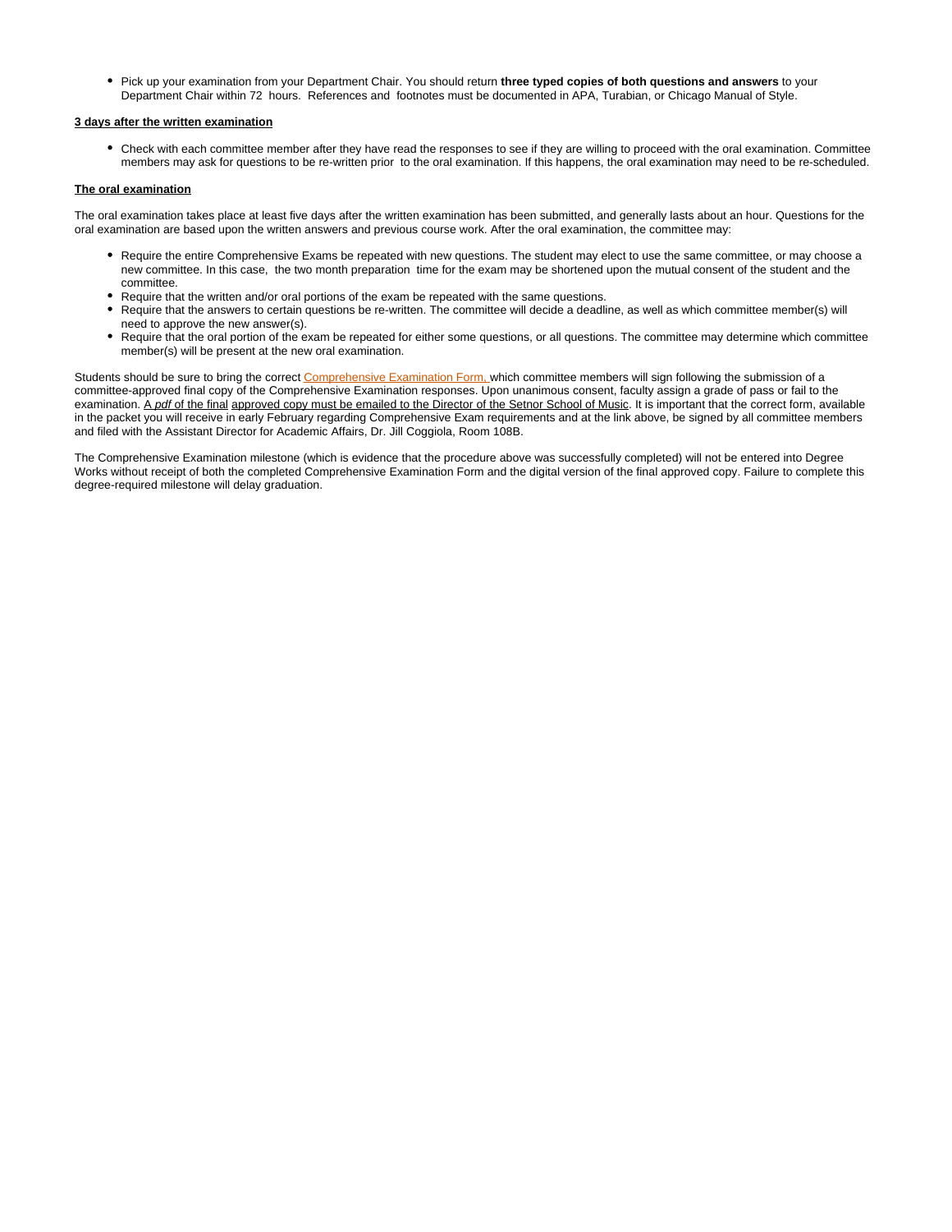- Pick up your examination from your Department Chair. You should return **three typed copies of both questions and answers** to your Department Chair within 72 hours. References and footnotes must be documented in APA, Turabian, or Chicago Manual of Style.

**3 days after the written examination**

- Check with each committee member after they have read the responses to see if they are willing to proceed with the oral examination. Committee members may ask for questions to be re-written prior to the oral examination. If this happens, the oral examination may need to be re-scheduled.

**The oral examination**

The oral examination takes place at least five days after the written examination has been submitted, and generally lasts about an hour. Questions for the oral examination are based upon the written answers and previous course work. After the oral examination, the committee may:

- Require the entire Comprehensive Exams be repeated with new questions. The student may elect to use the same committee, or may choose a new committee. In this case, the two month preparation time for the exam may be shortened upon the mutual consent of the student and the committee.
- Require that the written and/or oral portions of the exam be repeated with the same questions.
- Require that the answers to certain questions be re-written. The committee will decide a deadline, as well as which committee member(s) will need to approve the new answer(s).
- Require that the oral portion of the exam be repeated for either some questions, or all questions. The committee may determine which committee member(s) will be present at the new oral examination.

Students should be sure to bring the correct [Comprehensive Examination Form.] which committee members will sign following the submission of a committee-approved final copy of the Comprehensive Examination responses. Upon unanimous consent, faculty assign a grade of pass or fail to the examination. A *pdf* of the final approved copy must be emailed to the Director of the Setnor School of Music. It is important that the correct form, available in the packet you will receive in early February regarding Comprehensive Exam requirements and at the link above, be signed by all committee members and filed with the Assistant Director for Academic Affairs, Dr. Jill Coggiola, Room 108B.

The Comprehensive Examination milestone (which is evidence that the procedure above was successfully completed) will not be entered into Degree Works without receipt of both the completed Comprehensive Examination Form and the digital version of the final approved copy. Failure to complete this degree-required milestone will delay graduation.